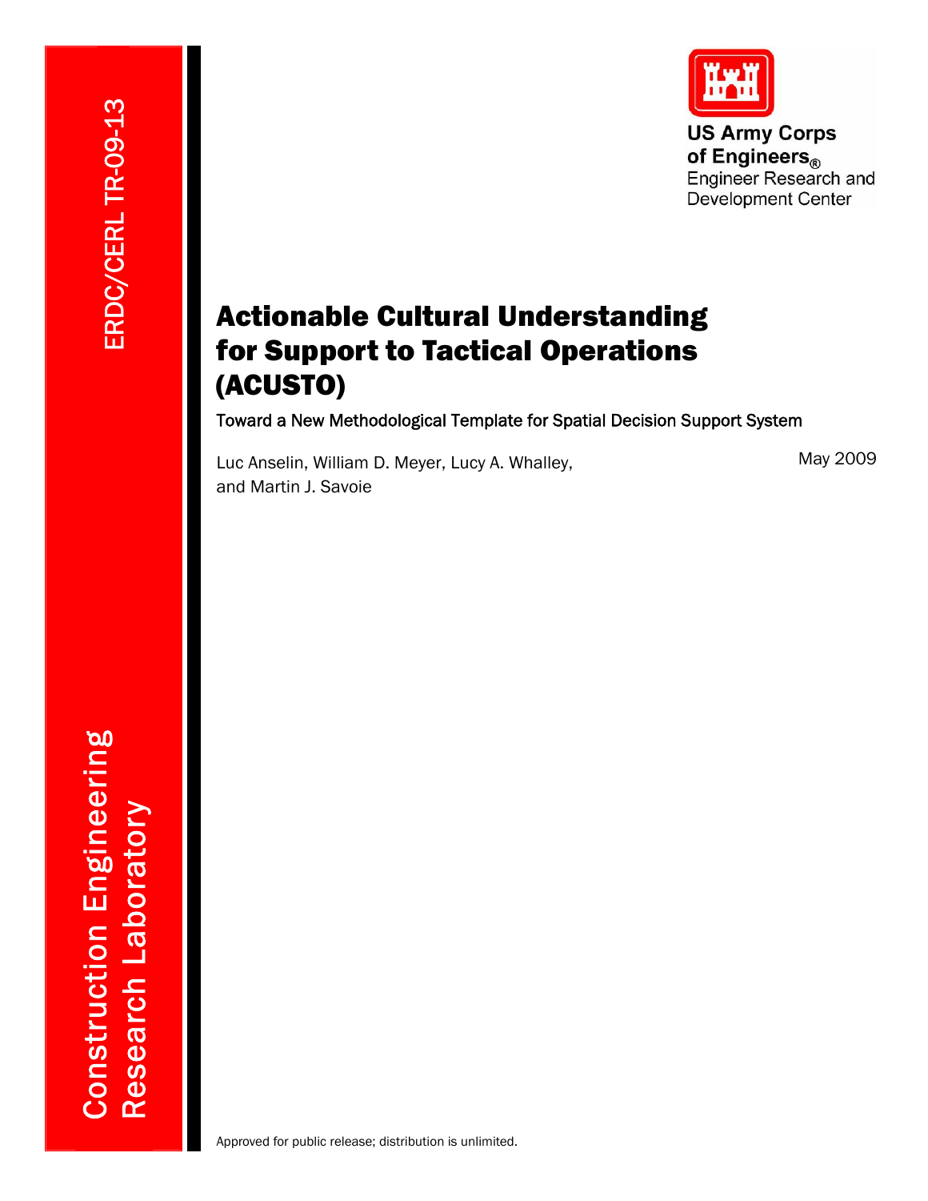ERDC/CERL TR-09-13

US Army Corps of Engineers®
Engineer Research and Development Center

# Actionable Cultural Understanding for Support to Tactical Operations (ACUSTO)

## Toward a New Methodological Template for Spatial Decision Support System

Luc Anselin, William D. Meyer, Lucy A. Whalley, and Martin J. Savoie

May 2009

Construction Engineering Research Laboratory

Approved for public release; distribution is unlimited.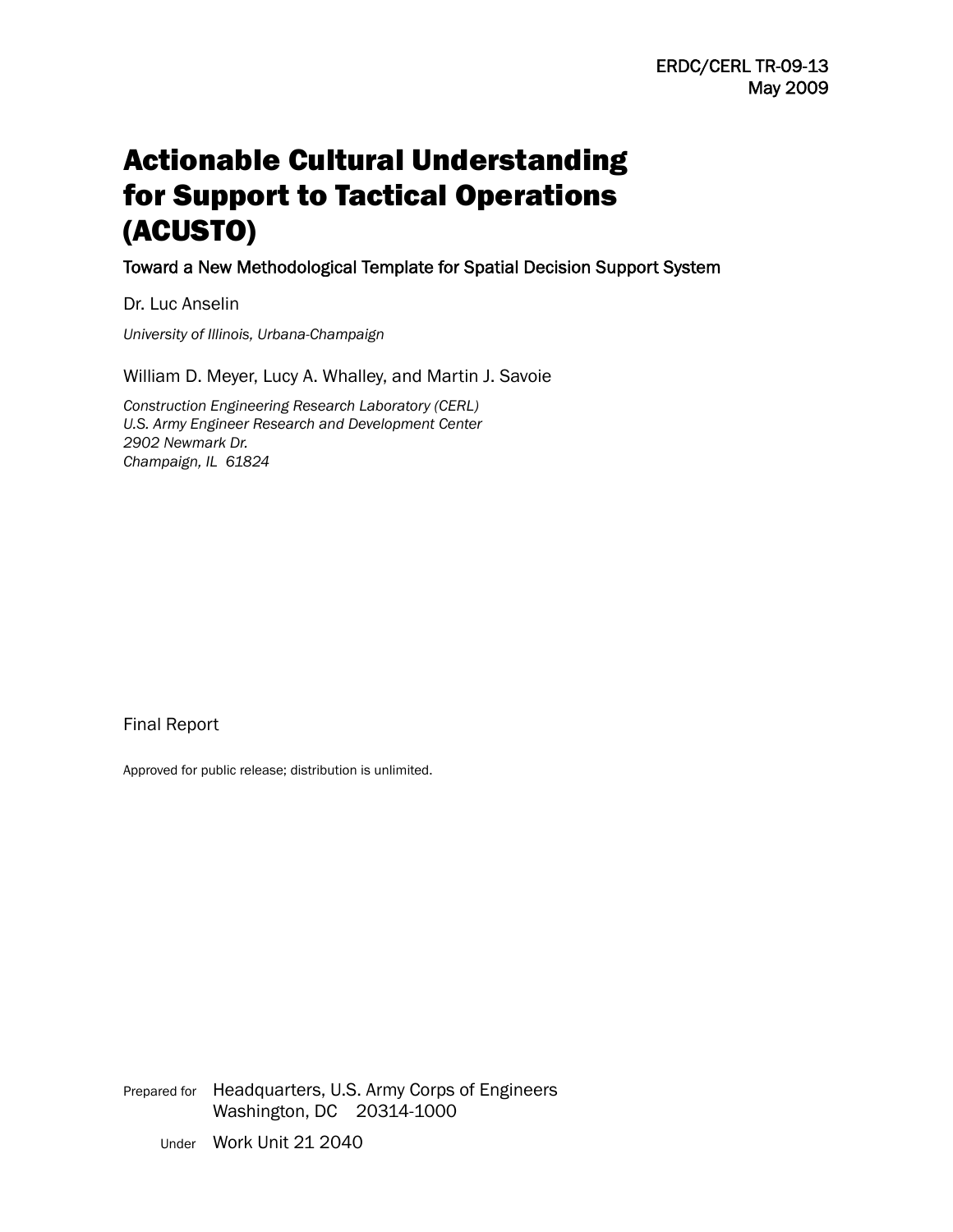ERDC/CERL TR-09-13
May 2009

# Actionable Cultural Understanding for Support to Tactical Operations (ACUSTO)

## Toward a New Methodological Template for Spatial Decision Support System

Dr. Luc Anselin

*University of Illinois, Urbana-Champaign*

William D. Meyer, Lucy A. Whalley, and Martin J. Savoie

*Construction Engineering Research Laboratory (CERL)*
*U.S. Army Engineer Research and Development Center*
*2902 Newmark Dr.*
*Champaign, IL 61824*

Final Report

Approved for public release; distribution is unlimited.

Prepared for Headquarters, U.S. Army Corps of Engineers
Washington, DC 20314-1000

Under Work Unit 21 2040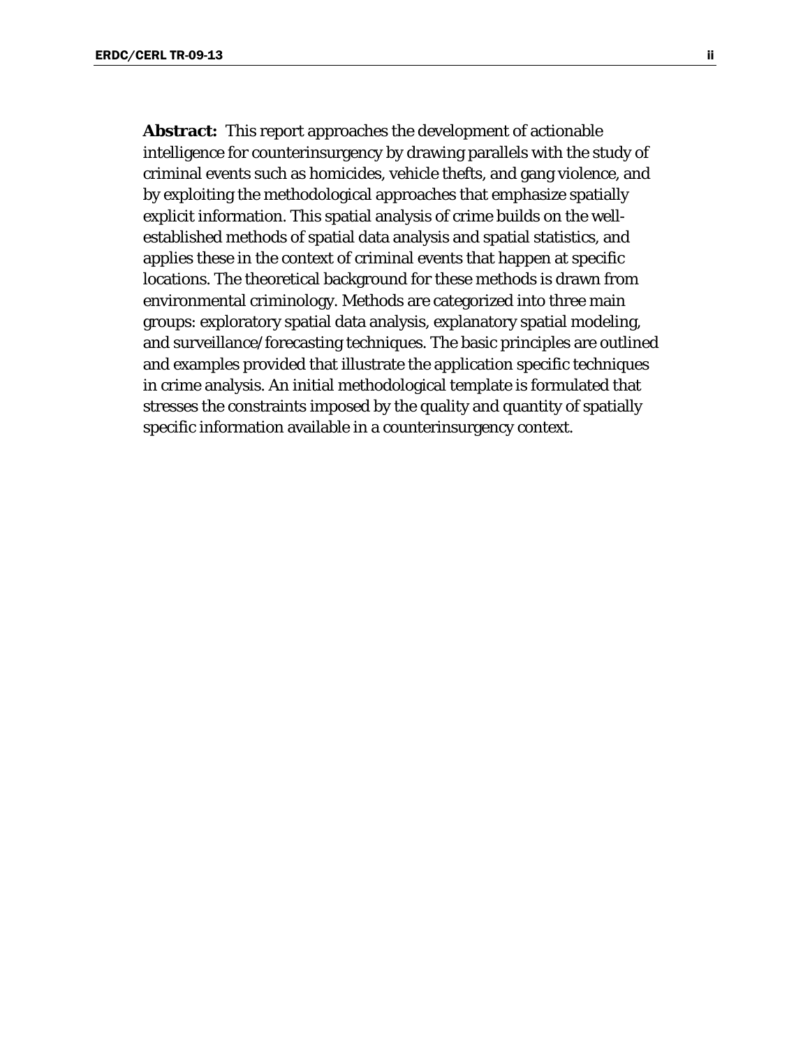**Abstract:** This report approaches the development of actionable intelligence for counterinsurgency by drawing parallels with the study of criminal events such as homicides, vehicle thefts, and gang violence, and by exploiting the methodological approaches that emphasize spatially explicit information. This spatial analysis of crime builds on the well-established methods of spatial data analysis and spatial statistics, and applies these in the context of criminal events that happen at specific locations. The theoretical background for these methods is drawn from environmental criminology. Methods are categorized into three main groups: exploratory spatial data analysis, explanatory spatial modeling, and surveillance/forecasting techniques. The basic principles are outlined and examples provided that illustrate the application specific techniques in crime analysis. An initial methodological template is formulated that stresses the constraints imposed by the quality and quantity of spatially specific information available in a counterinsurgency context.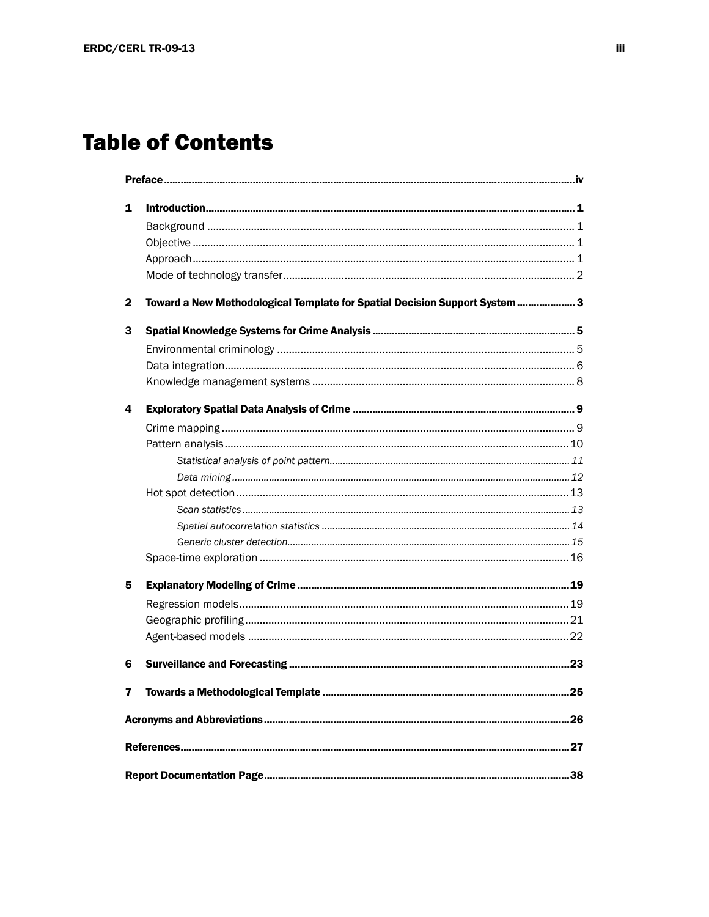# Table of Contents

**Preface** .................................................................................................................................. **iv**

**1 Introduction** .................................................................................................................... **1**

- Background ............................................................................................................ 1
- Objective ................................................................................................................ 1
- Approach ................................................................................................................ 1
- Mode of technology transfer .................................................................................. 2

**2 Toward a New Methodological Template for Spatial Decision Support System** ..................... **3**

**3 Spatial Knowledge Systems for Crime Analysis** ........................................................................ **5**

- Environmental criminology .................................................................................... 5
- Data integration ...................................................................................................... 6
- Knowledge management systems ......................................................................... 8

**4 Exploratory Spatial Data Analysis of Crime** .............................................................................. **9**

- Crime mapping ....................................................................................................... 9
- Pattern analysis .................................................................................................... 10
  - *Statistical analysis of point pattern* ............................................................... *11*
  - *Data mining* ..................................................................................................... *12*
- Hot spot detection ................................................................................................ 13
  - *Scan statistics* ................................................................................................ *13*
  - *Spatial autocorrelation statistics* .................................................................... *14*
  - *Generic cluster detection* ................................................................................ *15*
- Space-time exploration ......................................................................................... 16

**5 Explanatory Modeling of Crime** ............................................................................................... **19**

- Regression models ............................................................................................... 19
- Geographic profiling .............................................................................................. 21
- Agent-based models ............................................................................................. 22

**6 Surveillance and Forecasting** ................................................................................................. **23**

**7 Towards a Methodological Template** ...................................................................................... **25**

**Acronyms and Abbreviations** ...................................................................................................... **26**

**References** ................................................................................................................................. **27**

**Report Documentation Page** ...................................................................................................... **38**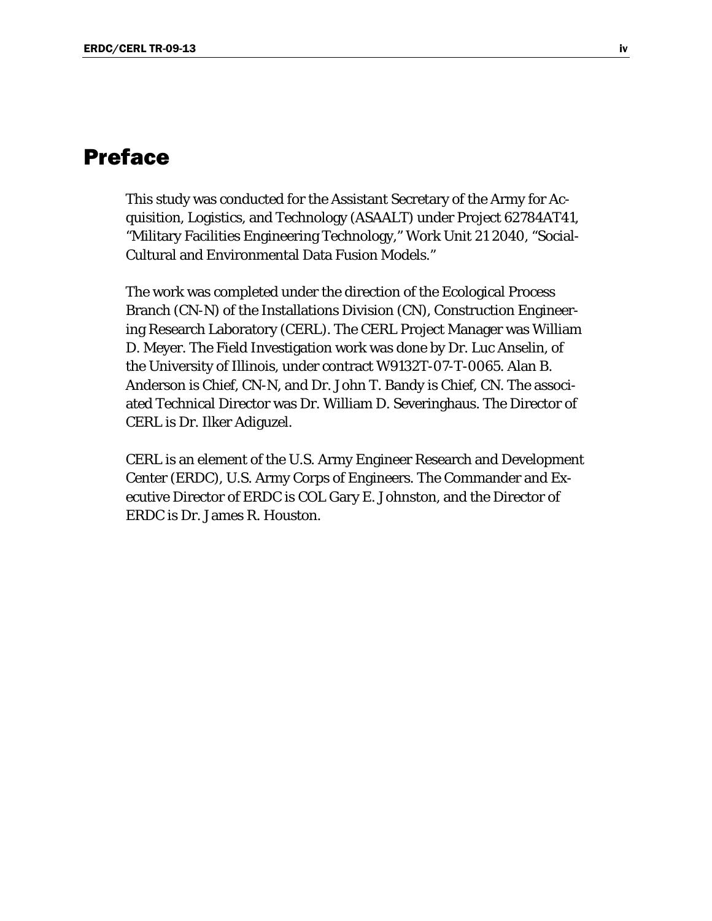# Preface

This study was conducted for the Assistant Secretary of the Army for Acquisition, Logistics, and Technology (ASAALT) under Project 62784AT41, "Military Facilities Engineering Technology," Work Unit 21 2040, "Social-Cultural and Environmental Data Fusion Models."

The work was completed under the direction of the Ecological Process Branch (CN-N) of the Installations Division (CN), Construction Engineering Research Laboratory (CERL). The CERL Project Manager was William D. Meyer. The Field Investigation work was done by Dr. Luc Anselin, of the University of Illinois, under contract W9132T-07-T-0065. Alan B. Anderson is Chief, CN-N, and Dr. John T. Bandy is Chief, CN. The associated Technical Director was Dr. William D. Severinghaus. The Director of CERL is Dr. Ilker Adiguzel.

CERL is an element of the U.S. Army Engineer Research and Development Center (ERDC), U.S. Army Corps of Engineers. The Commander and Executive Director of ERDC is COL Gary E. Johnston, and the Director of ERDC is Dr. James R. Houston.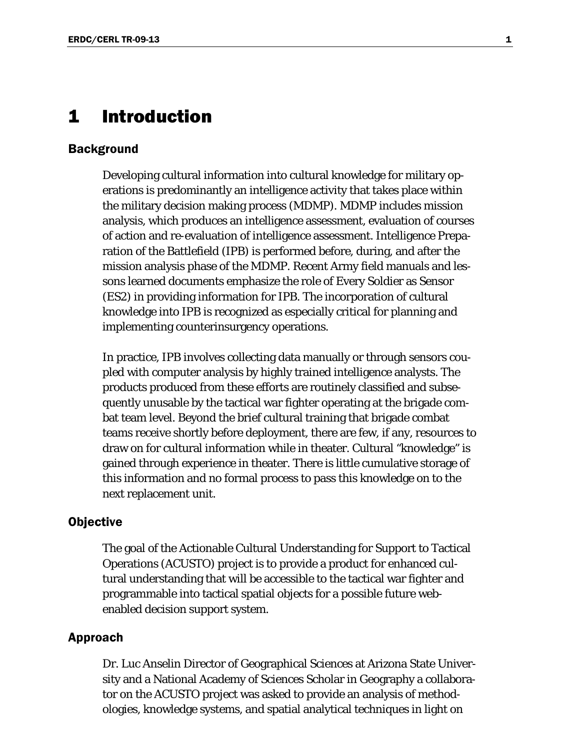# 1 Introduction

## Background

Developing cultural information into cultural knowledge for military operations is predominantly an intelligence activity that takes place within the military decision making process (MDMP). MDMP includes mission analysis, which produces an intelligence assessment, evaluation of courses of action and re-evaluation of intelligence assessment. Intelligence Preparation of the Battlefield (IPB) is performed before, during, and after the mission analysis phase of the MDMP. Recent Army field manuals and lessons learned documents emphasize the role of Every Soldier as Sensor (ES2) in providing information for IPB. The incorporation of cultural knowledge into IPB is recognized as especially critical for planning and implementing counterinsurgency operations.

In practice, IPB involves collecting data manually or through sensors coupled with computer analysis by highly trained intelligence analysts. The products produced from these efforts are routinely classified and subsequently unusable by the tactical war fighter operating at the brigade combat team level. Beyond the brief cultural training that brigade combat teams receive shortly before deployment, there are few, if any, resources to draw on for cultural information while in theater. Cultural "knowledge" is gained through experience in theater. There is little cumulative storage of this information and no formal process to pass this knowledge on to the next replacement unit.

## Objective

The goal of the Actionable Cultural Understanding for Support to Tactical Operations (ACUSTO) project is to provide a product for enhanced cultural understanding that will be accessible to the tactical war fighter and programmable into tactical spatial objects for a possible future web-enabled decision support system.

## Approach

Dr. Luc Anselin Director of Geographical Sciences at Arizona State University and a National Academy of Sciences Scholar in Geography a collaborator on the ACUSTO project was asked to provide an analysis of methodologies, knowledge systems, and spatial analytical techniques in light on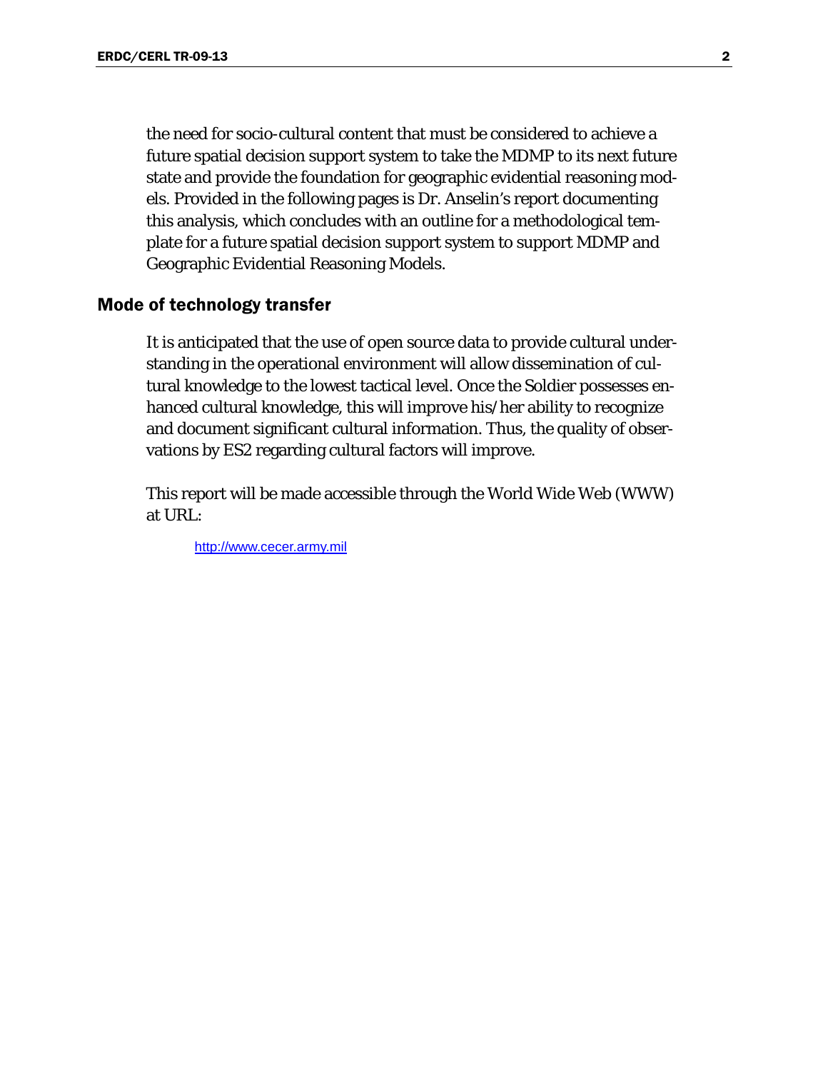the need for socio-cultural content that must be considered to achieve a future spatial decision support system to take the MDMP to its next future state and provide the foundation for geographic evidential reasoning models. Provided in the following pages is Dr. Anselin's report documenting this analysis, which concludes with an outline for a methodological template for a future spatial decision support system to support MDMP and Geographic Evidential Reasoning Models.

## Mode of technology transfer

It is anticipated that the use of open source data to provide cultural understanding in the operational environment will allow dissemination of cultural knowledge to the lowest tactical level. Once the Soldier possesses enhanced cultural knowledge, this will improve his/her ability to recognize and document significant cultural information. Thus, the quality of observations by ES2 regarding cultural factors will improve.

This report will be made accessible through the World Wide Web (WWW) at URL:

http://www.cecer.army.mil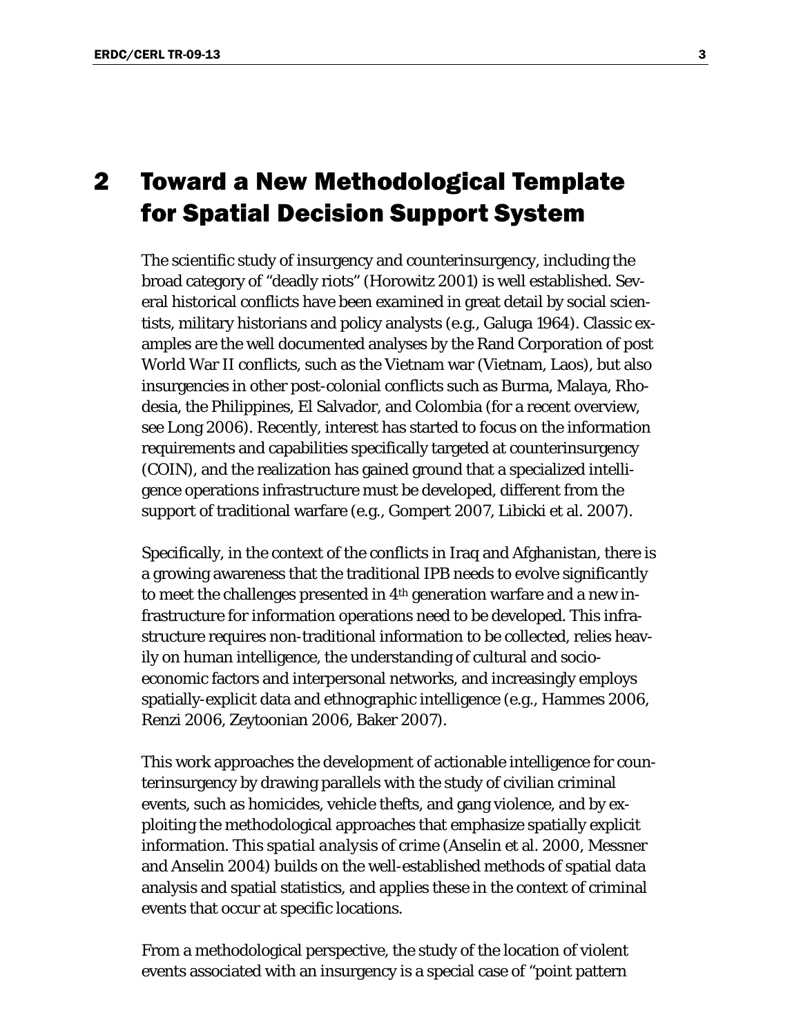# 2 Toward a New Methodological Template for Spatial Decision Support System

The scientific study of insurgency and counterinsurgency, including the broad category of "deadly riots" (Horowitz 2001) is well established. Several historical conflicts have been examined in great detail by social scientists, military historians and policy analysts (e.g., Galuga 1964). Classic examples are the well documented analyses by the Rand Corporation of post World War II conflicts, such as the Vietnam war (Vietnam, Laos), but also insurgencies in other post-colonial conflicts such as Burma, Malaya, Rhodesia, the Philippines, El Salvador, and Colombia (for a recent overview, see Long 2006). Recently, interest has started to focus on the information requirements and capabilities specifically targeted at counterinsurgency (COIN), and the realization has gained ground that a specialized intelligence operations infrastructure must be developed, different from the support of traditional warfare (e.g., Gompert 2007, Libicki et al. 2007).

Specifically, in the context of the conflicts in Iraq and Afghanistan, there is a growing awareness that the traditional IPB needs to evolve significantly to meet the challenges presented in 4th generation warfare and a new infrastructure for information operations need to be developed. This infrastructure requires non-traditional information to be collected, relies heavily on human intelligence, the understanding of cultural and socio-economic factors and interpersonal networks, and increasingly employs spatially-explicit data and ethnographic intelligence (e.g., Hammes 2006, Renzi 2006, Zeytoonian 2006, Baker 2007).

This work approaches the development of actionable intelligence for counterinsurgency by drawing parallels with the study of civilian criminal events, such as homicides, vehicle thefts, and gang violence, and by exploiting the methodological approaches that emphasize spatially explicit information. This *spatial analysis of crime* (Anselin et al. 2000, Messner and Anselin 2004) builds on the well-established methods of spatial data analysis and spatial statistics, and applies these in the context of criminal events that occur at specific locations.

From a methodological perspective, the study of the location of violent events associated with an insurgency is a special case of "point pattern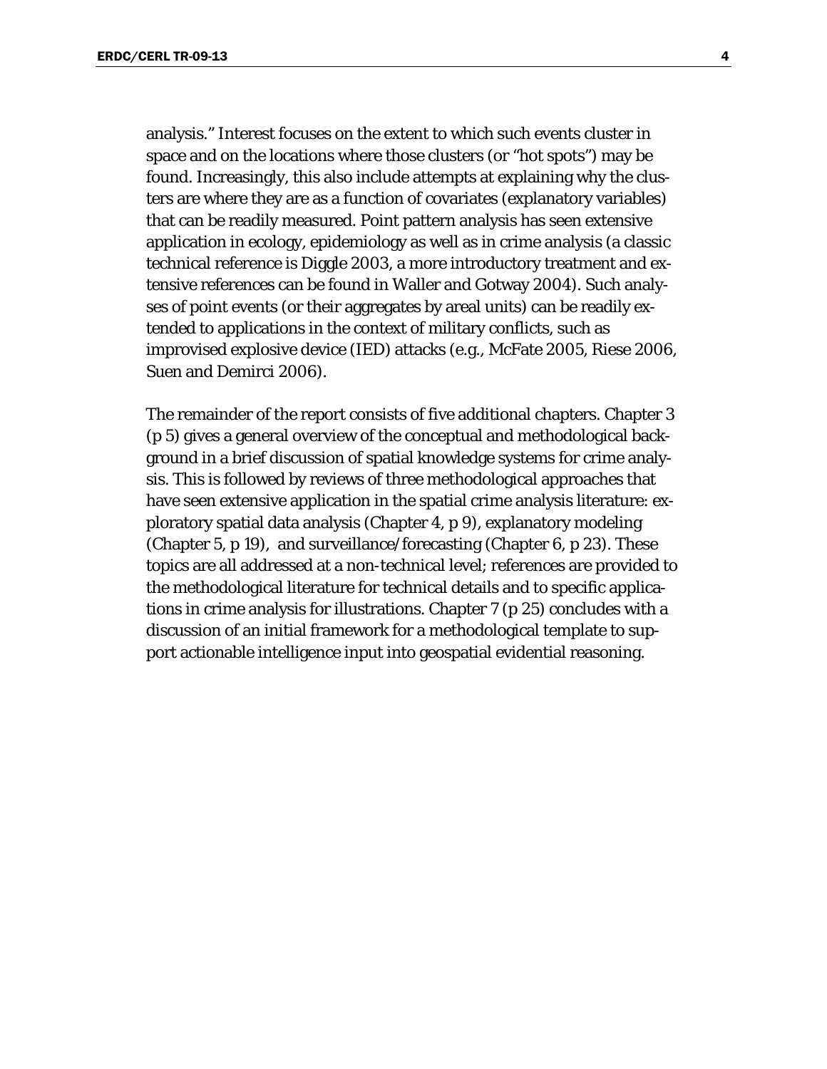analysis." Interest focuses on the extent to which such events cluster in space and on the locations where those clusters (or "hot spots") may be found. Increasingly, this also include attempts at explaining why the clusters are where they are as a function of covariates (explanatory variables) that can be readily measured. Point pattern analysis has seen extensive application in ecology, epidemiology as well as in crime analysis (a classic technical reference is Diggle 2003, a more introductory treatment and extensive references can be found in Waller and Gotway 2004). Such analyses of point events (or their aggregates by areal units) can be readily extended to applications in the context of military conflicts, such as improvised explosive device (IED) attacks (e.g., McFate 2005, Riese 2006, Suen and Demirci 2006).

The remainder of the report consists of five additional chapters. Chapter 3 (p 5) gives a general overview of the conceptual and methodological background in a brief discussion of spatial knowledge systems for crime analysis. This is followed by reviews of three methodological approaches that have seen extensive application in the spatial crime analysis literature: exploratory spatial data analysis (Chapter 4, p 9), explanatory modeling (Chapter 5, p 19), and surveillance/forecasting (Chapter 6, p 23). These topics are all addressed at a non-technical level; references are provided to the methodological literature for technical details and to specific applications in crime analysis for illustrations. Chapter 7 (p 25) concludes with a discussion of an initial framework for a methodological template to support actionable intelligence input into geospatial evidential reasoning.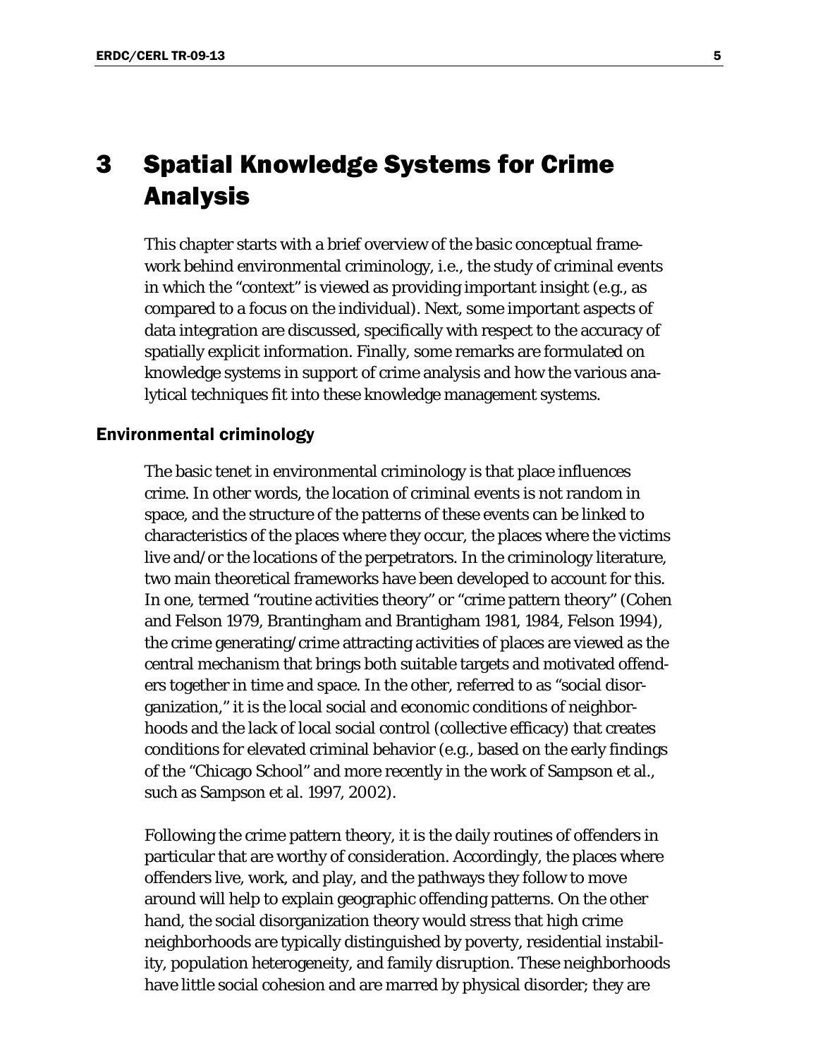# 3 Spatial Knowledge Systems for Crime Analysis

This chapter starts with a brief overview of the basic conceptual framework behind environmental criminology, i.e., the study of criminal events in which the "context" is viewed as providing important insight (e.g., as compared to a focus on the individual). Next, some important aspects of data integration are discussed, specifically with respect to the accuracy of spatially explicit information. Finally, some remarks are formulated on knowledge systems in support of crime analysis and how the various analytical techniques fit into these knowledge management systems.

## Environmental criminology

The basic tenet in environmental criminology is that place influences crime. In other words, the location of criminal events is not random in space, and the structure of the patterns of these events can be linked to characteristics of the places where they occur, the places where the victims live and/or the locations of the perpetrators. In the criminology literature, two main theoretical frameworks have been developed to account for this. In one, termed "routine activities theory" or "crime pattern theory" (Cohen and Felson 1979, Brantingham and Brantigham 1981, 1984, Felson 1994), the crime generating/crime attracting activities of places are viewed as the central mechanism that brings both suitable targets and motivated offenders together in time and space. In the other, referred to as "social disorganization," it is the local social and economic conditions of neighborhoods and the lack of local social control (collective efficacy) that creates conditions for elevated criminal behavior (e.g., based on the early findings of the "Chicago School" and more recently in the work of Sampson et al., such as Sampson et al. 1997, 2002).

Following the crime pattern theory, it is the daily routines of offenders in particular that are worthy of consideration. Accordingly, the places where offenders live, work, and play, and the pathways they follow to move around will help to explain geographic offending patterns. On the other hand, the social disorganization theory would stress that high crime neighborhoods are typically distinguished by poverty, residential instability, population heterogeneity, and family disruption. These neighborhoods have little social cohesion and are marred by physical disorder; they are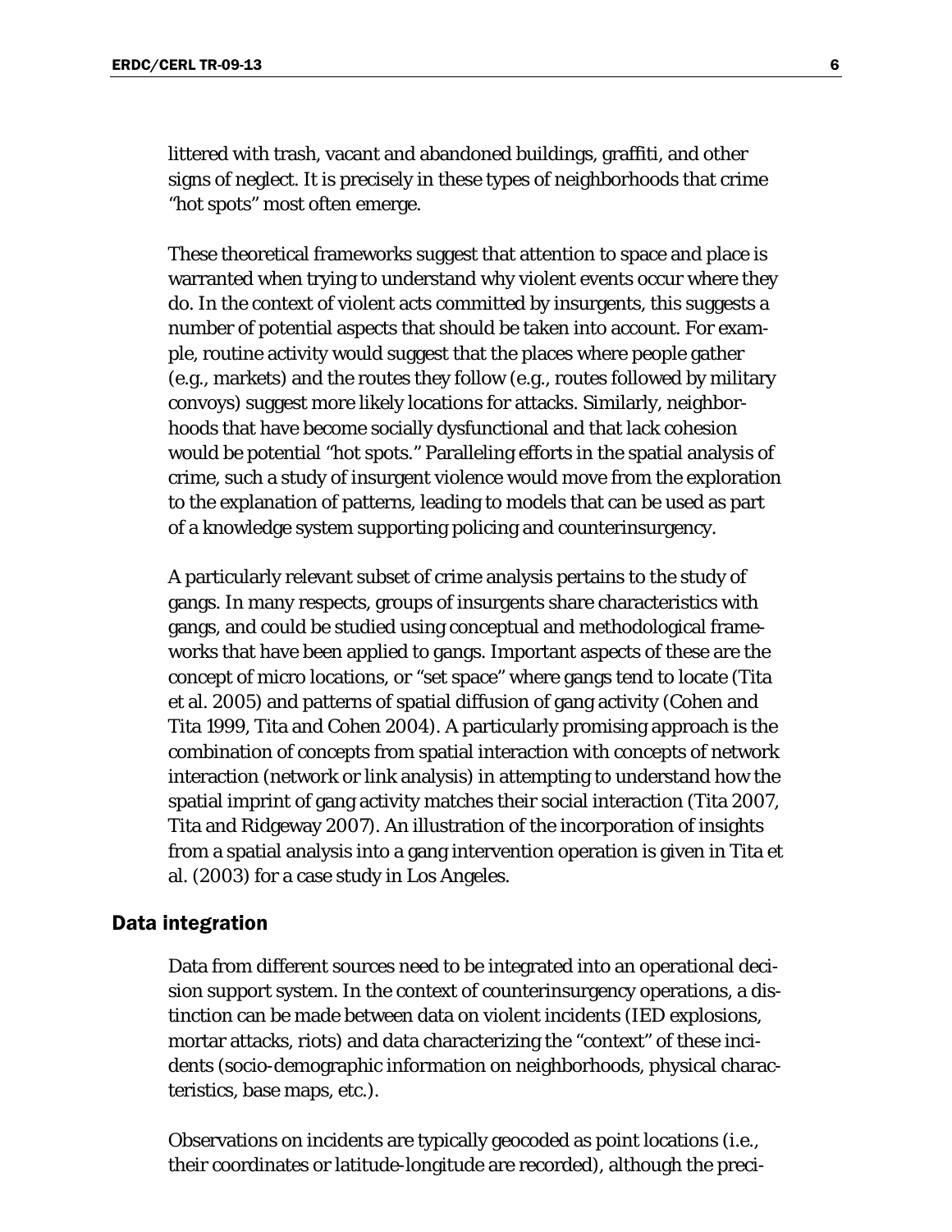littered with trash, vacant and abandoned buildings, graffiti, and other signs of neglect. It is precisely in these types of neighborhoods that crime "hot spots" most often emerge.

These theoretical frameworks suggest that attention to space and place is warranted when trying to understand why violent events occur where they do. In the context of violent acts committed by insurgents, this suggests a number of potential aspects that should be taken into account. For example, routine activity would suggest that the places where people gather (e.g., markets) and the routes they follow (e.g., routes followed by military convoys) suggest more likely locations for attacks. Similarly, neighborhoods that have become socially dysfunctional and that lack cohesion would be potential "hot spots." Paralleling efforts in the spatial analysis of crime, such a study of insurgent violence would move from the exploration to the explanation of patterns, leading to models that can be used as part of a knowledge system supporting policing and counterinsurgency.

A particularly relevant subset of crime analysis pertains to the study of gangs. In many respects, groups of insurgents share characteristics with gangs, and could be studied using conceptual and methodological frameworks that have been applied to gangs. Important aspects of these are the concept of micro locations, or "set space" where gangs tend to locate (Tita et al. 2005) and patterns of spatial diffusion of gang activity (Cohen and Tita 1999, Tita and Cohen 2004). A particularly promising approach is the combination of concepts from spatial interaction with concepts of network interaction (network or link analysis) in attempting to understand how the spatial imprint of gang activity matches their social interaction (Tita 2007, Tita and Ridgeway 2007). An illustration of the incorporation of insights from a spatial analysis into a gang intervention operation is given in Tita et al. (2003) for a case study in Los Angeles.

## Data integration

Data from different sources need to be integrated into an operational decision support system. In the context of counterinsurgency operations, a distinction can be made between data on violent incidents (IED explosions, mortar attacks, riots) and data characterizing the "context" of these incidents (socio-demographic information on neighborhoods, physical characteristics, base maps, etc.).

Observations on incidents are typically geocoded as point locations (i.e., their coordinates or latitude-longitude are recorded), although the preci-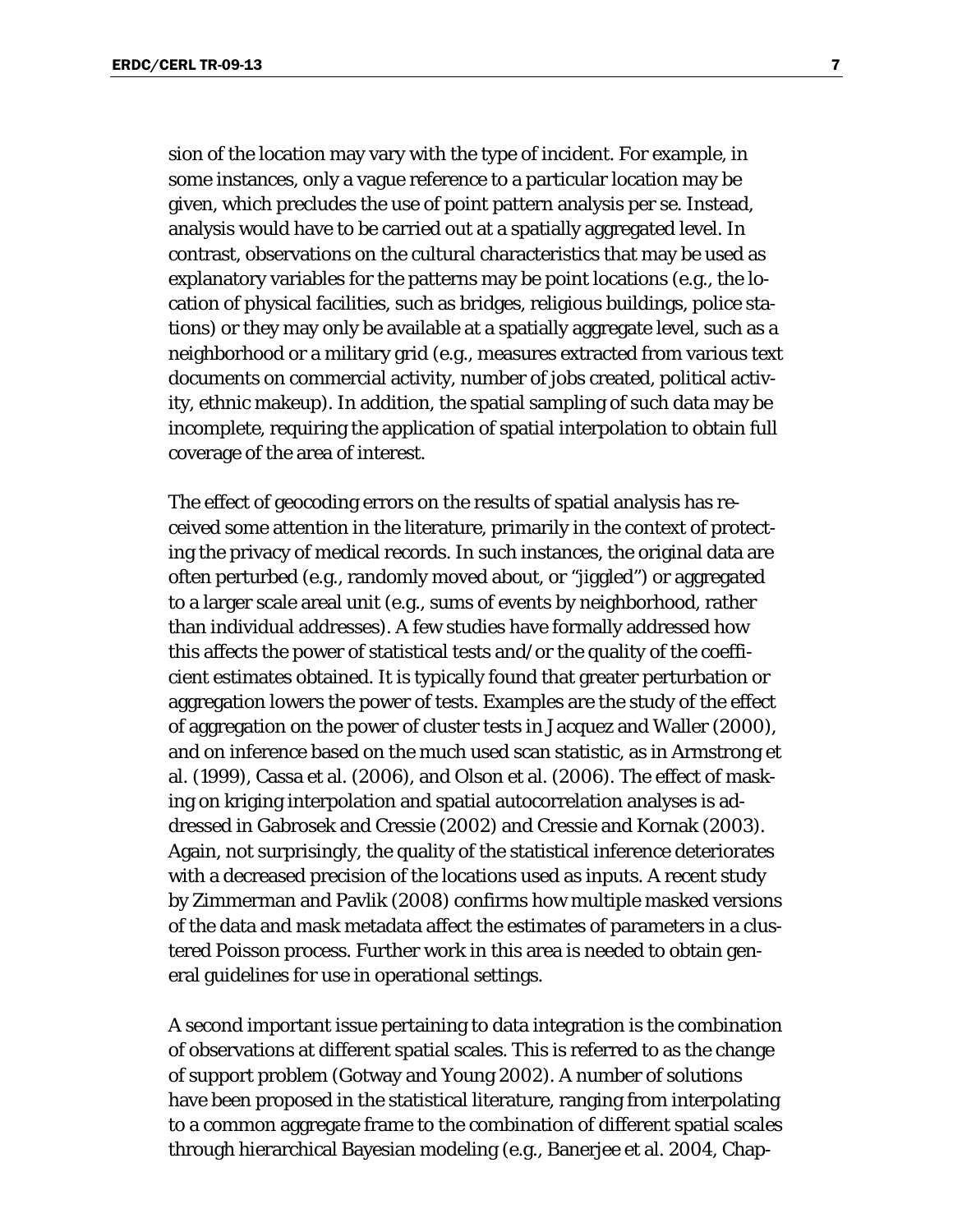sion of the location may vary with the type of incident. For example, in some instances, only a vague reference to a particular location may be given, which precludes the use of point pattern analysis per se. Instead, analysis would have to be carried out at a spatially aggregated level. In contrast, observations on the cultural characteristics that may be used as explanatory variables for the patterns may be point locations (e.g., the location of physical facilities, such as bridges, religious buildings, police stations) or they may only be available at a spatially aggregate level, such as a neighborhood or a military grid (e.g., measures extracted from various text documents on commercial activity, number of jobs created, political activity, ethnic makeup). In addition, the spatial sampling of such data may be incomplete, requiring the application of spatial interpolation to obtain full coverage of the area of interest.

The effect of geocoding errors on the results of spatial analysis has received some attention in the literature, primarily in the context of protecting the privacy of medical records. In such instances, the original data are often perturbed (e.g., randomly moved about, or "jiggled") or aggregated to a larger scale areal unit (e.g., sums of events by neighborhood, rather than individual addresses). A few studies have formally addressed how this affects the power of statistical tests and/or the quality of the coefficient estimates obtained. It is typically found that greater perturbation or aggregation lowers the power of tests. Examples are the study of the effect of aggregation on the power of cluster tests in Jacquez and Waller (2000), and on inference based on the much used scan statistic, as in Armstrong et al. (1999), Cassa et al. (2006), and Olson et al. (2006). The effect of masking on kriging interpolation and spatial autocorrelation analyses is addressed in Gabrosek and Cressie (2002) and Cressie and Kornak (2003). Again, not surprisingly, the quality of the statistical inference deteriorates with a decreased precision of the locations used as inputs. A recent study by Zimmerman and Pavlik (2008) confirms how multiple masked versions of the data and mask metadata affect the estimates of parameters in a clustered Poisson process. Further work in this area is needed to obtain general guidelines for use in operational settings.

A second important issue pertaining to data integration is the combination of observations at different spatial scales. This is referred to as the change of support problem (Gotway and Young 2002). A number of solutions have been proposed in the statistical literature, ranging from interpolating to a common aggregate frame to the combination of different spatial scales through hierarchical Bayesian modeling (e.g., Banerjee et al. 2004, Chap-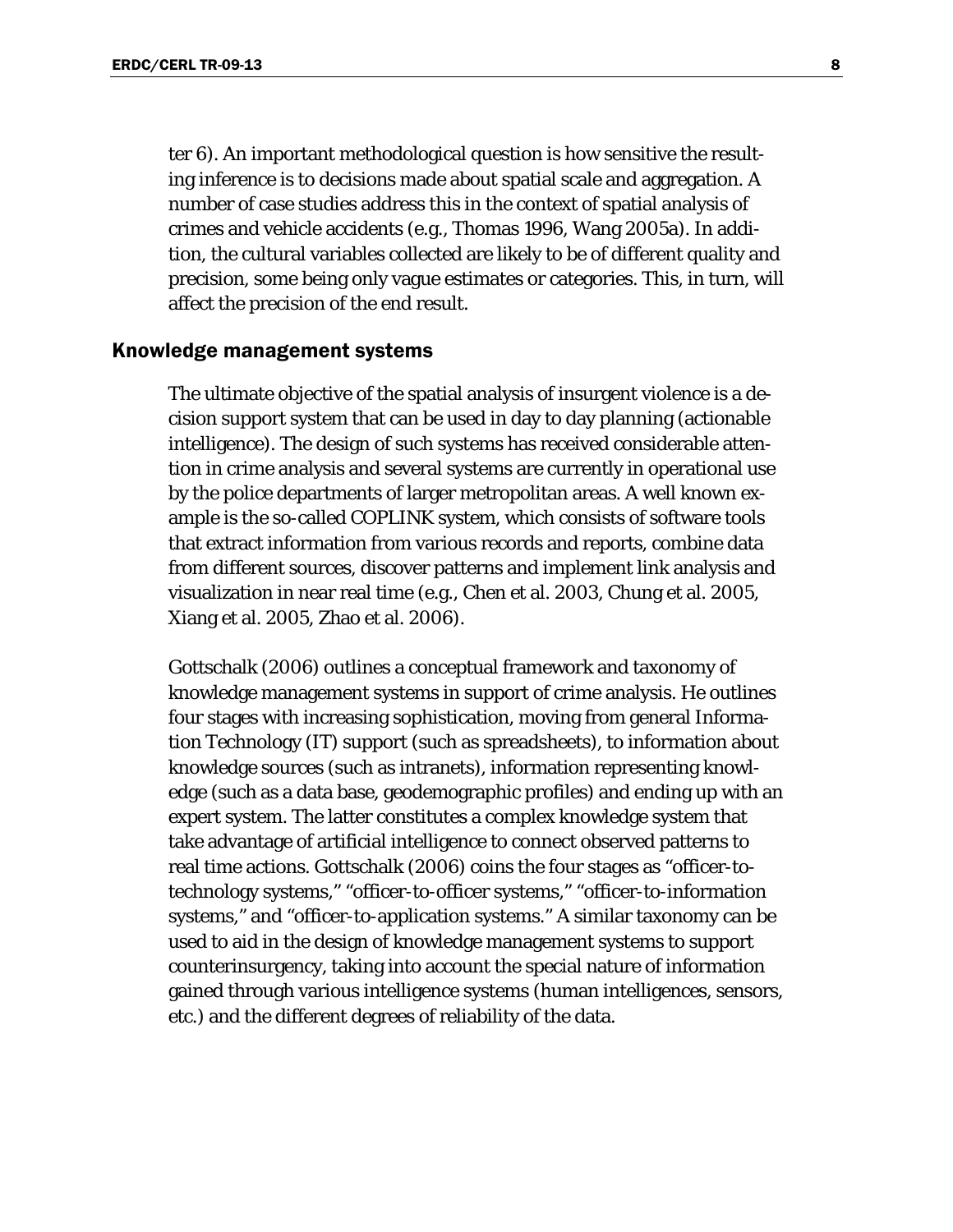ter 6). An important methodological question is how sensitive the resulting inference is to decisions made about spatial scale and aggregation. A number of case studies address this in the context of spatial analysis of crimes and vehicle accidents (e.g., Thomas 1996, Wang 2005a). In addition, the cultural variables collected are likely to be of different quality and precision, some being only vague estimates or categories. This, in turn, will affect the precision of the end result.

## Knowledge management systems

The ultimate objective of the spatial analysis of insurgent violence is a decision support system that can be used in day to day planning (actionable intelligence). The design of such systems has received considerable attention in crime analysis and several systems are currently in operational use by the police departments of larger metropolitan areas. A well known example is the so-called COPLINK system, which consists of software tools that extract information from various records and reports, combine data from different sources, discover patterns and implement link analysis and visualization in near real time (e.g., Chen et al. 2003, Chung et al. 2005, Xiang et al. 2005, Zhao et al. 2006).

Gottschalk (2006) outlines a conceptual framework and taxonomy of knowledge management systems in support of crime analysis. He outlines four stages with increasing sophistication, moving from general Information Technology (IT) support (such as spreadsheets), to information about knowledge sources (such as intranets), information representing knowledge (such as a data base, geodemographic profiles) and ending up with an expert system. The latter constitutes a complex knowledge system that take advantage of artificial intelligence to connect observed patterns to real time actions. Gottschalk (2006) coins the four stages as "officer-to-technology systems," "officer-to-officer systems," "officer-to-information systems," and "officer-to-application systems." A similar taxonomy can be used to aid in the design of knowledge management systems to support counterinsurgency, taking into account the special nature of information gained through various intelligence systems (human intelligences, sensors, etc.) and the different degrees of reliability of the data.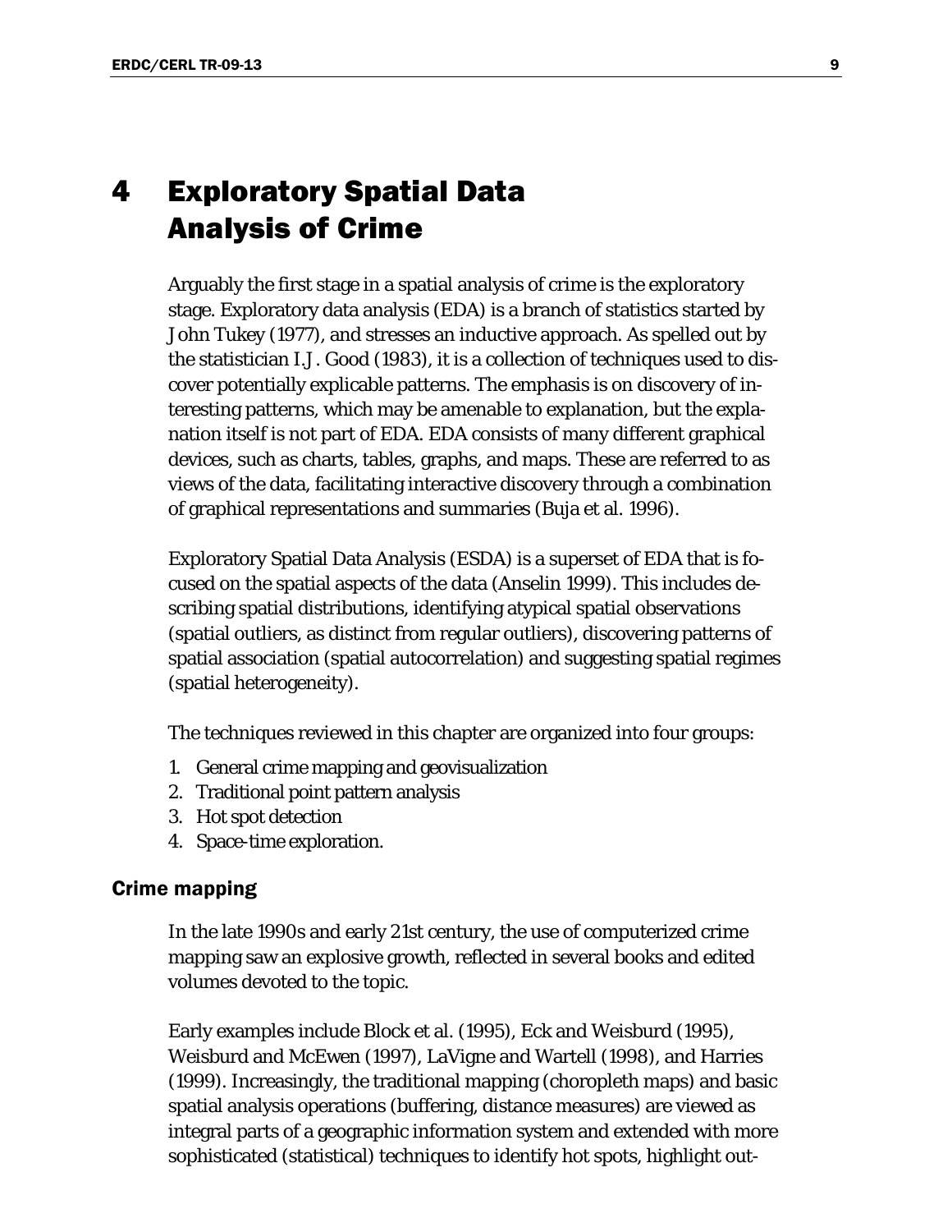# 4 Exploratory Spatial Data Analysis of Crime

Arguably the first stage in a spatial analysis of crime is the exploratory stage. Exploratory data analysis (EDA) is a branch of statistics started by John Tukey (1977), and stresses an inductive approach. As spelled out by the statistician I.J. Good (1983), it is a collection of techniques used to discover potentially explicable patterns. The emphasis is on discovery of interesting patterns, which may be amenable to explanation, but the explanation itself is not part of EDA. EDA consists of many different graphical devices, such as charts, tables, graphs, and maps. These are referred to as views of the data, facilitating interactive discovery through a combination of graphical representations and summaries (Buja et al. 1996).

Exploratory Spatial Data Analysis (ESDA) is a superset of EDA that is focused on the spatial aspects of the data (Anselin 1999). This includes describing spatial distributions, identifying atypical spatial observations (spatial outliers, as distinct from regular outliers), discovering patterns of spatial association (spatial autocorrelation) and suggesting spatial regimes (spatial heterogeneity).

The techniques reviewed in this chapter are organized into four groups:

1. General crime mapping and geovisualization
2. Traditional point pattern analysis
3. Hot spot detection
4. Space-time exploration.

## Crime mapping

In the late 1990s and early 21st century, the use of computerized crime mapping saw an explosive growth, reflected in several books and edited volumes devoted to the topic.

Early examples include Block et al. (1995), Eck and Weisburd (1995), Weisburd and McEwen (1997), LaVigne and Wartell (1998), and Harries (1999). Increasingly, the traditional mapping (choropleth maps) and basic spatial analysis operations (buffering, distance measures) are viewed as integral parts of a geographic information system and extended with more sophisticated (statistical) techniques to identify hot spots, highlight out-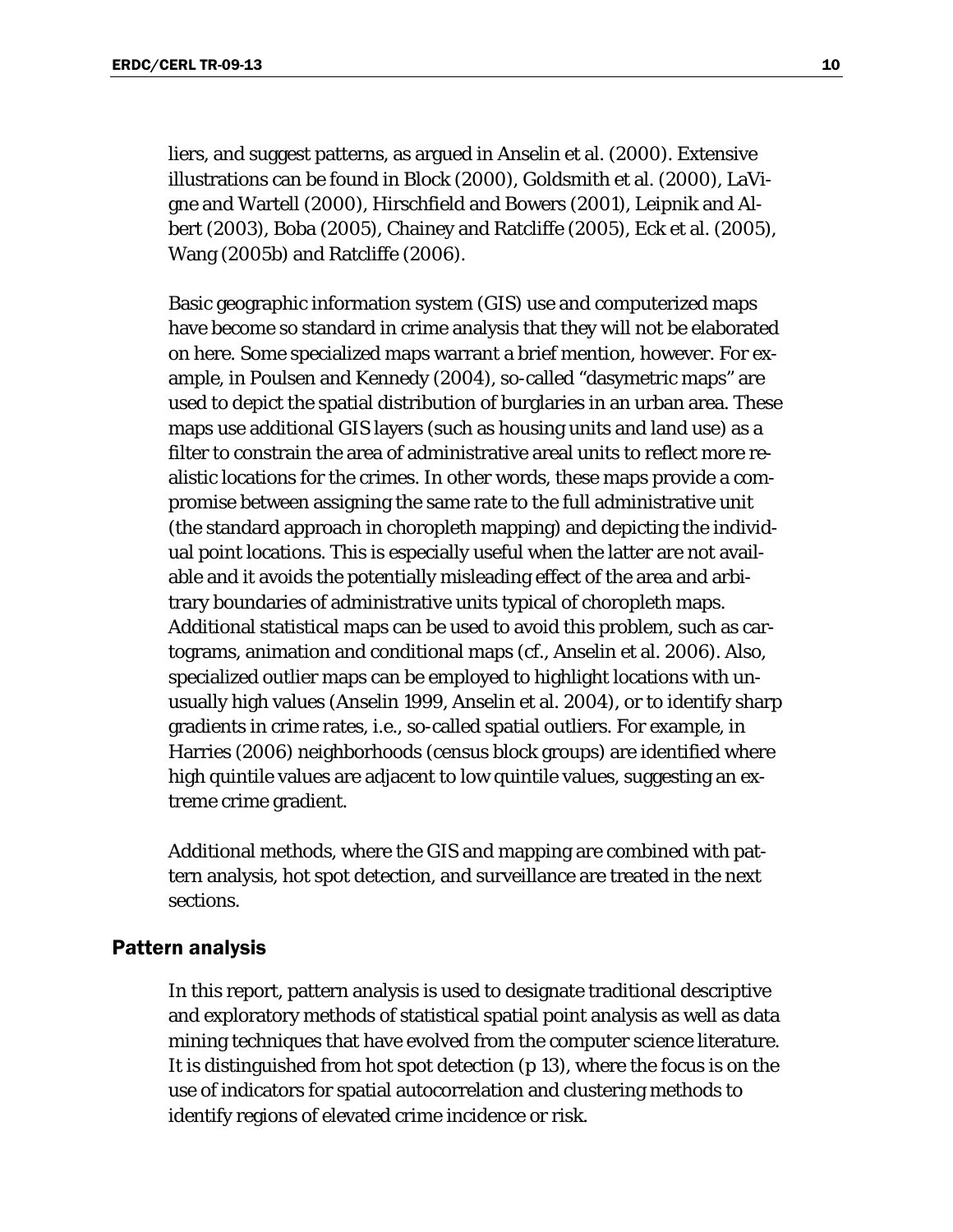liers, and suggest patterns, as argued in Anselin et al. (2000). Extensive illustrations can be found in Block (2000), Goldsmith et al. (2000), LaVigne and Wartell (2000), Hirschfield and Bowers (2001), Leipnik and Albert (2003), Boba (2005), Chainey and Ratcliffe (2005), Eck et al. (2005), Wang (2005b) and Ratcliffe (2006).

Basic geographic information system (GIS) use and computerized maps have become so standard in crime analysis that they will not be elaborated on here. Some specialized maps warrant a brief mention, however. For example, in Poulsen and Kennedy (2004), so-called "dasymetric maps" are used to depict the spatial distribution of burglaries in an urban area. These maps use additional GIS layers (such as housing units and land use) as a filter to constrain the area of administrative areal units to reflect more realistic locations for the crimes. In other words, these maps provide a compromise between assigning the same rate to the full administrative unit (the standard approach in choropleth mapping) and depicting the individual point locations. This is especially useful when the latter are not available and it avoids the potentially misleading effect of the area and arbitrary boundaries of administrative units typical of choropleth maps. Additional statistical maps can be used to avoid this problem, such as cartograms, animation and conditional maps (cf., Anselin et al. 2006). Also, specialized outlier maps can be employed to highlight locations with unusually high values (Anselin 1999, Anselin et al. 2004), or to identify sharp gradients in crime rates, i.e., so-called spatial outliers. For example, in Harries (2006) neighborhoods (census block groups) are identified where high quintile values are adjacent to low quintile values, suggesting an extreme crime gradient.

Additional methods, where the GIS and mapping are combined with pattern analysis, hot spot detection, and surveillance are treated in the next sections.

## Pattern analysis

In this report, pattern analysis is used to designate traditional descriptive and exploratory methods of statistical spatial point analysis as well as data mining techniques that have evolved from the computer science literature. It is distinguished from hot spot detection (p 13), where the focus is on the use of indicators for spatial autocorrelation and clustering methods to identify regions of elevated crime incidence or risk.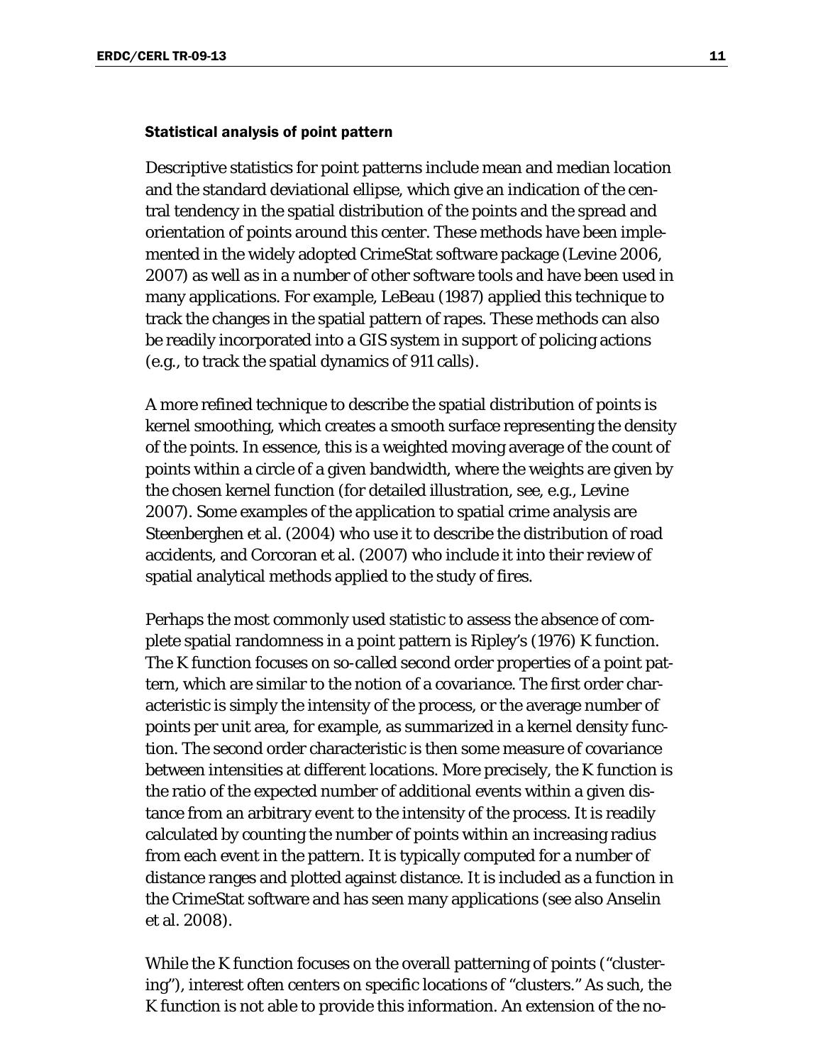### Statistical analysis of point pattern

Descriptive statistics for point patterns include mean and median location and the standard deviational ellipse, which give an indication of the central tendency in the spatial distribution of the points and the spread and orientation of points around this center. These methods have been implemented in the widely adopted CrimeStat software package (Levine 2006, 2007) as well as in a number of other software tools and have been used in many applications. For example, LeBeau (1987) applied this technique to track the changes in the spatial pattern of rapes. These methods can also be readily incorporated into a GIS system in support of policing actions (e.g., to track the spatial dynamics of 911 calls).

A more refined technique to describe the spatial distribution of points is kernel smoothing, which creates a smooth surface representing the density of the points. In essence, this is a weighted moving average of the count of points within a circle of a given bandwidth, where the weights are given by the chosen kernel function (for detailed illustration, see, e.g., Levine 2007). Some examples of the application to spatial crime analysis are Steenberghen et al. (2004) who use it to describe the distribution of road accidents, and Corcoran et al. (2007) who include it into their review of spatial analytical methods applied to the study of fires.

Perhaps the most commonly used statistic to assess the absence of complete spatial randomness in a point pattern is Ripley's (1976) K function. The K function focuses on so-called second order properties of a point pattern, which are similar to the notion of a covariance. The first order characteristic is simply the intensity of the process, or the average number of points per unit area, for example, as summarized in a kernel density function. The second order characteristic is then some measure of covariance between intensities at different locations. More precisely, the K function is the ratio of the expected number of additional events within a given distance from an arbitrary event to the intensity of the process. It is readily calculated by counting the number of points within an increasing radius from each event in the pattern. It is typically computed for a number of distance ranges and plotted against distance. It is included as a function in the CrimeStat software and has seen many applications (see also Anselin et al. 2008).

While the K function focuses on the overall patterning of points ("clustering"), interest often centers on specific locations of "clusters." As such, the K function is not able to provide this information. An extension of the no-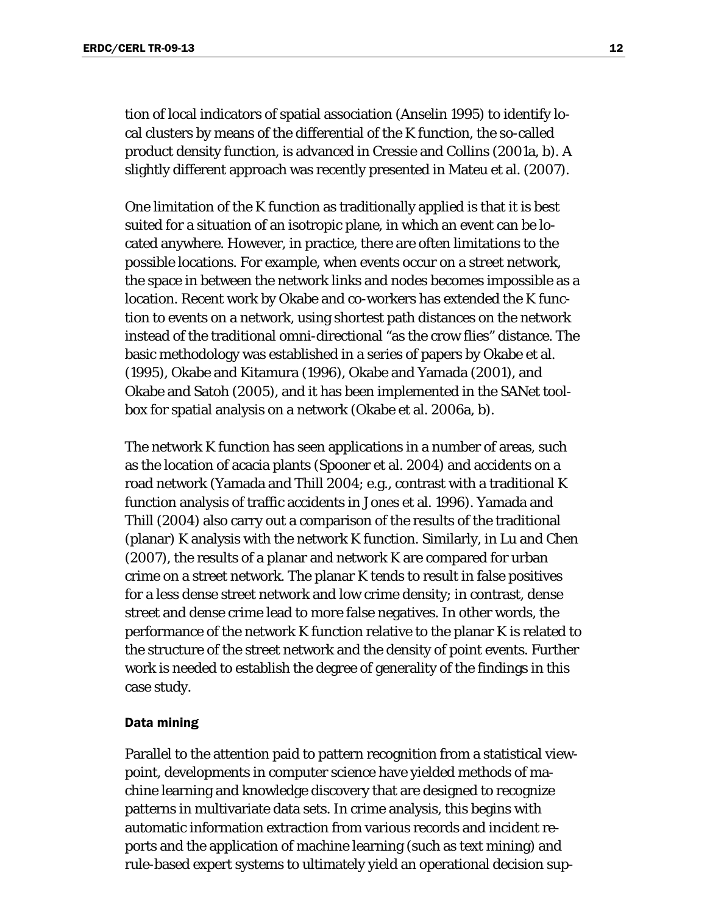tion of local indicators of spatial association (Anselin 1995) to identify local clusters by means of the differential of the K function, the so-called product density function, is advanced in Cressie and Collins (2001a, b). A slightly different approach was recently presented in Mateu et al. (2007).

One limitation of the K function as traditionally applied is that it is best suited for a situation of an isotropic plane, in which an event can be located anywhere. However, in practice, there are often limitations to the possible locations. For example, when events occur on a street network, the space in between the network links and nodes becomes impossible as a location. Recent work by Okabe and co-workers has extended the K function to events on a network, using shortest path distances on the network instead of the traditional omni-directional "as the crow flies" distance. The basic methodology was established in a series of papers by Okabe et al. (1995), Okabe and Kitamura (1996), Okabe and Yamada (2001), and Okabe and Satoh (2005), and it has been implemented in the SANet toolbox for spatial analysis on a network (Okabe et al. 2006a, b).

The network K function has seen applications in a number of areas, such as the location of acacia plants (Spooner et al. 2004) and accidents on a road network (Yamada and Thill 2004; e.g., contrast with a traditional K function analysis of traffic accidents in Jones et al. 1996). Yamada and Thill (2004) also carry out a comparison of the results of the traditional (planar) K analysis with the network K function. Similarly, in Lu and Chen (2007), the results of a planar and network K are compared for urban crime on a street network. The planar K tends to result in false positives for a less dense street network and low crime density; in contrast, dense street and dense crime lead to more false negatives. In other words, the performance of the network K function relative to the planar K is related to the structure of the street network and the density of point events. Further work is needed to establish the degree of generality of the findings in this case study.

#### Data mining

Parallel to the attention paid to pattern recognition from a statistical viewpoint, developments in computer science have yielded methods of machine learning and knowledge discovery that are designed to recognize patterns in multivariate data sets. In crime analysis, this begins with automatic information extraction from various records and incident reports and the application of machine learning (such as text mining) and rule-based expert systems to ultimately yield an operational decision sup-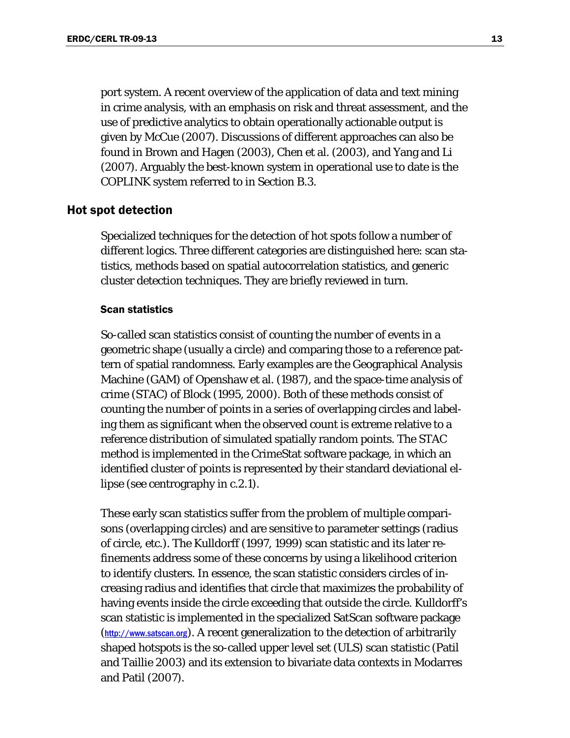port system. A recent overview of the application of data and text mining in crime analysis, with an emphasis on risk and threat assessment, and the use of predictive analytics to obtain operationally actionable output is given by McCue (2007). Discussions of different approaches can also be found in Brown and Hagen (2003), Chen et al. (2003), and Yang and Li (2007). Arguably the best-known system in operational use to date is the COPLINK system referred to in Section B.3.

## Hot spot detection

Specialized techniques for the detection of hot spots follow a number of different logics. Three different categories are distinguished here: scan statistics, methods based on spatial autocorrelation statistics, and generic cluster detection techniques. They are briefly reviewed in turn.

### Scan statistics

So-called scan statistics consist of counting the number of events in a geometric shape (usually a circle) and comparing those to a reference pattern of spatial randomness. Early examples are the Geographical Analysis Machine (GAM) of Openshaw et al. (1987), and the space-time analysis of crime (STAC) of Block (1995, 2000). Both of these methods consist of counting the number of points in a series of overlapping circles and labeling them as significant when the observed count is extreme relative to a reference distribution of simulated spatially random points. The STAC method is implemented in the CrimeStat software package, in which an identified cluster of points is represented by their standard deviational ellipse (see centrography in c.2.1).

These early scan statistics suffer from the problem of multiple comparisons (overlapping circles) and are sensitive to parameter settings (radius of circle, etc.). The Kulldorff (1997, 1999) scan statistic and its later refinements address some of these concerns by using a likelihood criterion to identify clusters. In essence, the scan statistic considers circles of increasing radius and identifies that circle that maximizes the probability of having events inside the circle exceeding that outside the circle. Kulldorff's scan statistic is implemented in the specialized SatScan software package (http://www.satscan.org). A recent generalization to the detection of arbitrarily shaped hotspots is the so-called upper level set (ULS) scan statistic (Patil and Taillie 2003) and its extension to bivariate data contexts in Modarres and Patil (2007).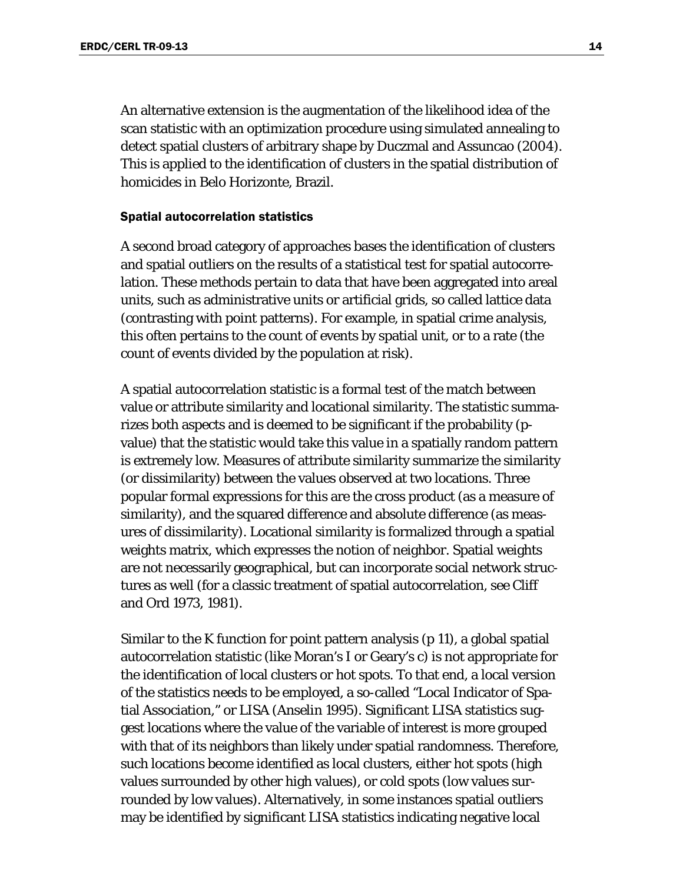An alternative extension is the augmentation of the likelihood idea of the scan statistic with an optimization procedure using simulated annealing to detect spatial clusters of arbitrary shape by Duczmal and Assuncao (2004). This is applied to the identification of clusters in the spatial distribution of homicides in Belo Horizonte, Brazil.

### Spatial autocorrelation statistics

A second broad category of approaches bases the identification of clusters and spatial outliers on the results of a statistical test for spatial autocorrelation. These methods pertain to data that have been aggregated into areal units, such as administrative units or artificial grids, so called lattice data (contrasting with point patterns). For example, in spatial crime analysis, this often pertains to the count of events by spatial unit, or to a rate (the count of events divided by the population at risk).

A spatial autocorrelation statistic is a formal test of the match between value or attribute similarity and locational similarity. The statistic summarizes both aspects and is deemed to be significant if the probability (p-value) that the statistic would take this value in a spatially random pattern is extremely low. Measures of attribute similarity summarize the similarity (or dissimilarity) between the values observed at two locations. Three popular formal expressions for this are the cross product (as a measure of similarity), and the squared difference and absolute difference (as measures of dissimilarity). Locational similarity is formalized through a spatial weights matrix, which expresses the notion of neighbor. Spatial weights are not necessarily geographical, but can incorporate social network structures as well (for a classic treatment of spatial autocorrelation, see Cliff and Ord 1973, 1981).

Similar to the K function for point pattern analysis (p 11), a global spatial autocorrelation statistic (like Moran's I or Geary's c) is not appropriate for the identification of local clusters or hot spots. To that end, a local version of the statistics needs to be employed, a so-called "Local Indicator of Spatial Association," or LISA (Anselin 1995). Significant LISA statistics suggest locations where the value of the variable of interest is more grouped with that of its neighbors than likely under spatial randomness. Therefore, such locations become identified as local clusters, either hot spots (high values surrounded by other high values), or cold spots (low values surrounded by low values). Alternatively, in some instances spatial outliers may be identified by significant LISA statistics indicating negative local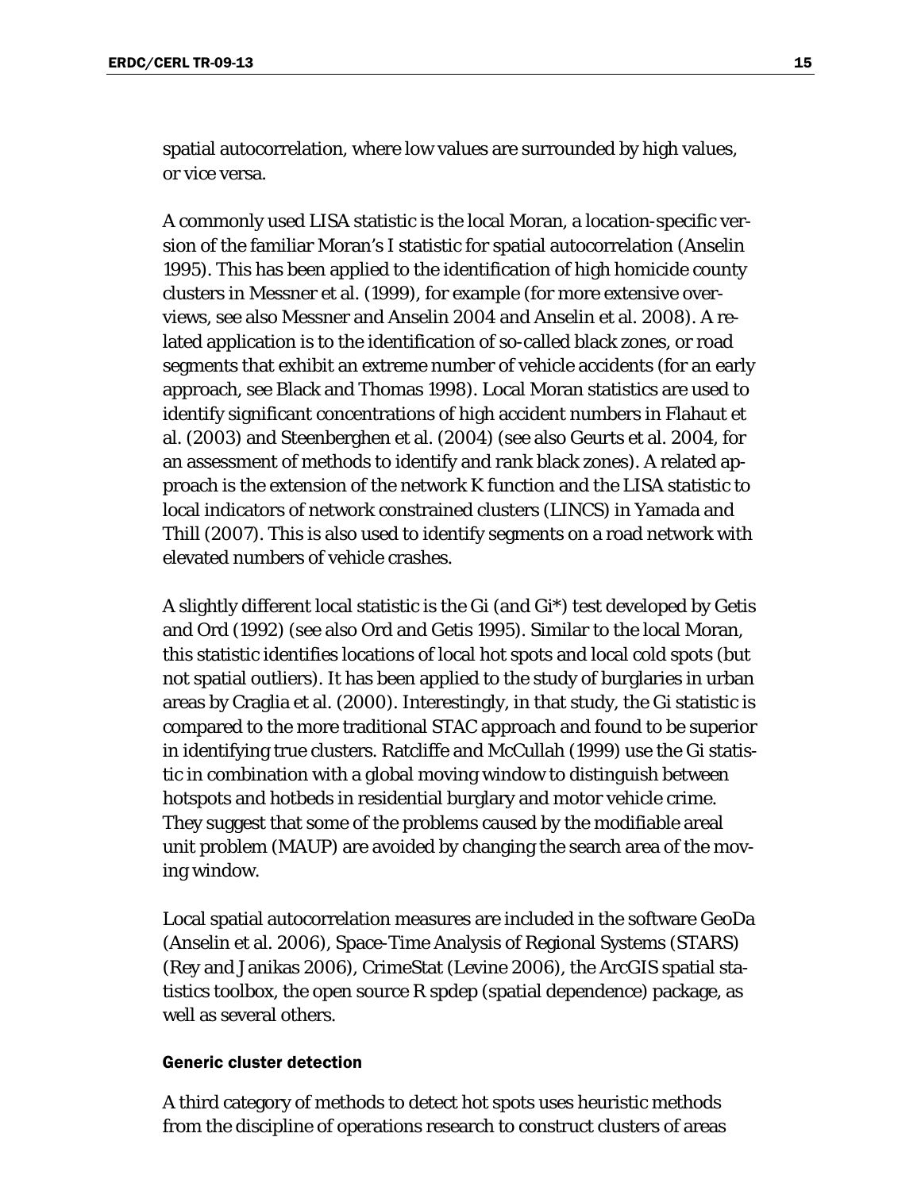spatial autocorrelation, where low values are surrounded by high values, or vice versa.

A commonly used LISA statistic is the local Moran, a location-specific version of the familiar Moran's I statistic for spatial autocorrelation (Anselin 1995). This has been applied to the identification of high homicide county clusters in Messner et al. (1999), for example (for more extensive overviews, see also Messner and Anselin 2004 and Anselin et al. 2008). A related application is to the identification of so-called black zones, or road segments that exhibit an extreme number of vehicle accidents (for an early approach, see Black and Thomas 1998). Local Moran statistics are used to identify significant concentrations of high accident numbers in Flahaut et al. (2003) and Steenberghen et al. (2004) (see also Geurts et al. 2004, for an assessment of methods to identify and rank black zones). A related approach is the extension of the network K function and the LISA statistic to local indicators of network constrained clusters (LINCS) in Yamada and Thill (2007). This is also used to identify segments on a road network with elevated numbers of vehicle crashes.

A slightly different local statistic is the Gi (and Gi*) test developed by Getis and Ord (1992) (see also Ord and Getis 1995). Similar to the local Moran, this statistic identifies locations of local hot spots and local cold spots (but not spatial outliers). It has been applied to the study of burglaries in urban areas by Craglia et al. (2000). Interestingly, in that study, the Gi statistic is compared to the more traditional STAC approach and found to be superior in identifying true clusters. Ratcliffe and McCullah (1999) use the Gi statistic in combination with a global moving window to distinguish between hotspots and hotbeds in residential burglary and motor vehicle crime. They suggest that some of the problems caused by the modifiable areal unit problem (MAUP) are avoided by changing the search area of the moving window.

Local spatial autocorrelation measures are included in the software GeoDa (Anselin et al. 2006), Space-Time Analysis of Regional Systems (STARS) (Rey and Janikas 2006), CrimeStat (Levine 2006), the ArcGIS spatial statistics toolbox, the open source R spdep (spatial dependence) package, as well as several others.

#### Generic cluster detection

A third category of methods to detect hot spots uses heuristic methods from the discipline of operations research to construct clusters of areas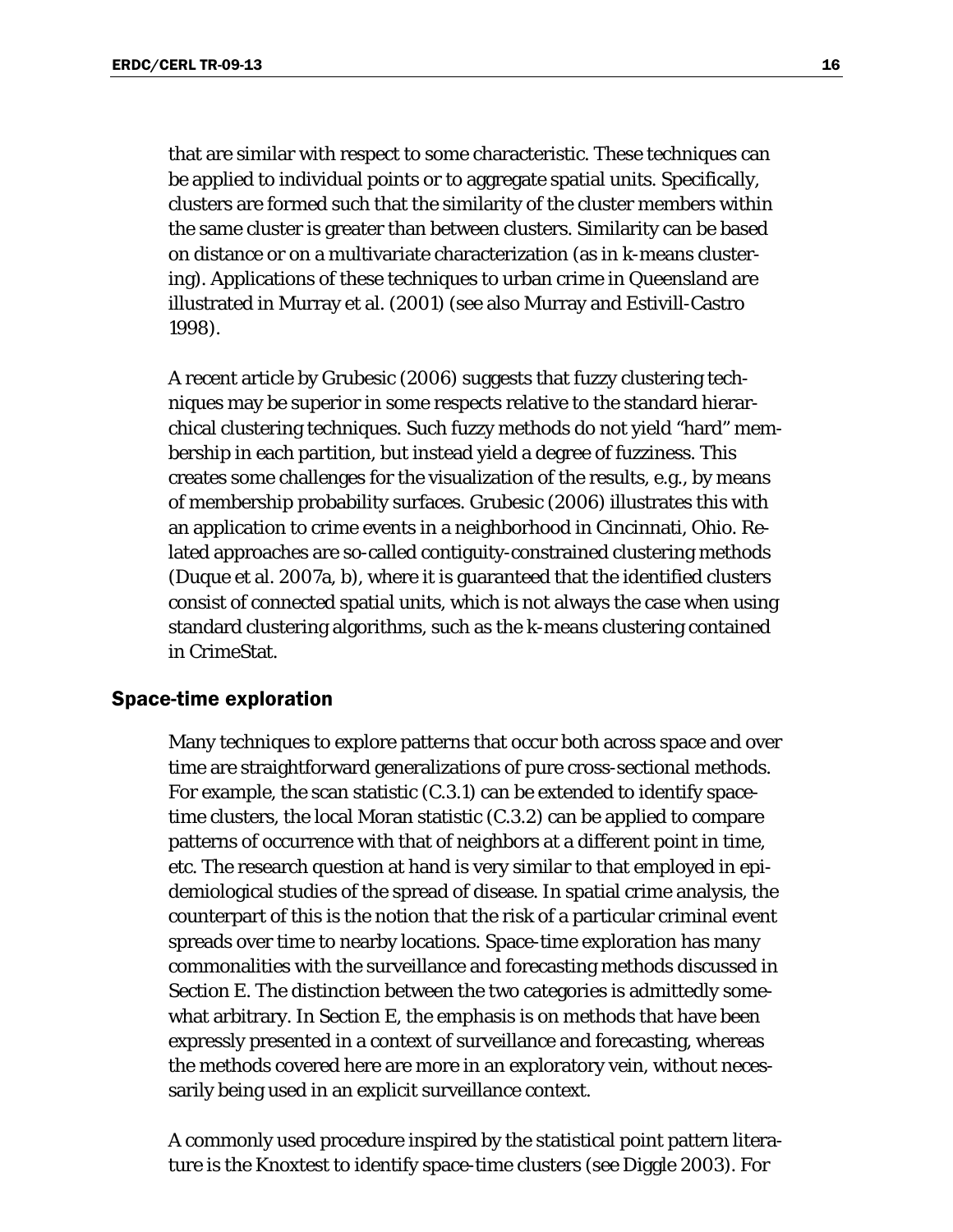that are similar with respect to some characteristic. These techniques can be applied to individual points or to aggregate spatial units. Specifically, clusters are formed such that the similarity of the cluster members within the same cluster is greater than between clusters. Similarity can be based on distance or on a multivariate characterization (as in k-means clustering). Applications of these techniques to urban crime in Queensland are illustrated in Murray et al. (2001) (see also Murray and Estivill-Castro 1998).

A recent article by Grubesic (2006) suggests that fuzzy clustering techniques may be superior in some respects relative to the standard hierarchical clustering techniques. Such fuzzy methods do not yield "hard" membership in each partition, but instead yield a degree of fuzziness. This creates some challenges for the visualization of the results, e.g., by means of membership probability surfaces. Grubesic (2006) illustrates this with an application to crime events in a neighborhood in Cincinnati, Ohio. Related approaches are so-called contiguity-constrained clustering methods (Duque et al. 2007a, b), where it is guaranteed that the identified clusters consist of connected spatial units, which is not always the case when using standard clustering algorithms, such as the k-means clustering contained in CrimeStat.

## Space-time exploration

Many techniques to explore patterns that occur both across space and over time are straightforward generalizations of pure cross-sectional methods. For example, the scan statistic (C.3.1) can be extended to identify space-time clusters, the local Moran statistic (C.3.2) can be applied to compare patterns of occurrence with that of neighbors at a different point in time, etc. The research question at hand is very similar to that employed in epidemiological studies of the spread of disease. In spatial crime analysis, the counterpart of this is the notion that the risk of a particular criminal event spreads over time to nearby locations. Space-time exploration has many commonalities with the surveillance and forecasting methods discussed in Section E. The distinction between the two categories is admittedly somewhat arbitrary. In Section E, the emphasis is on methods that have been expressly presented in a context of surveillance and forecasting, whereas the methods covered here are more in an exploratory vein, without necessarily being used in an explicit surveillance context.

A commonly used procedure inspired by the statistical point pattern literature is the Knoxtest to identify space-time clusters (see Diggle 2003). For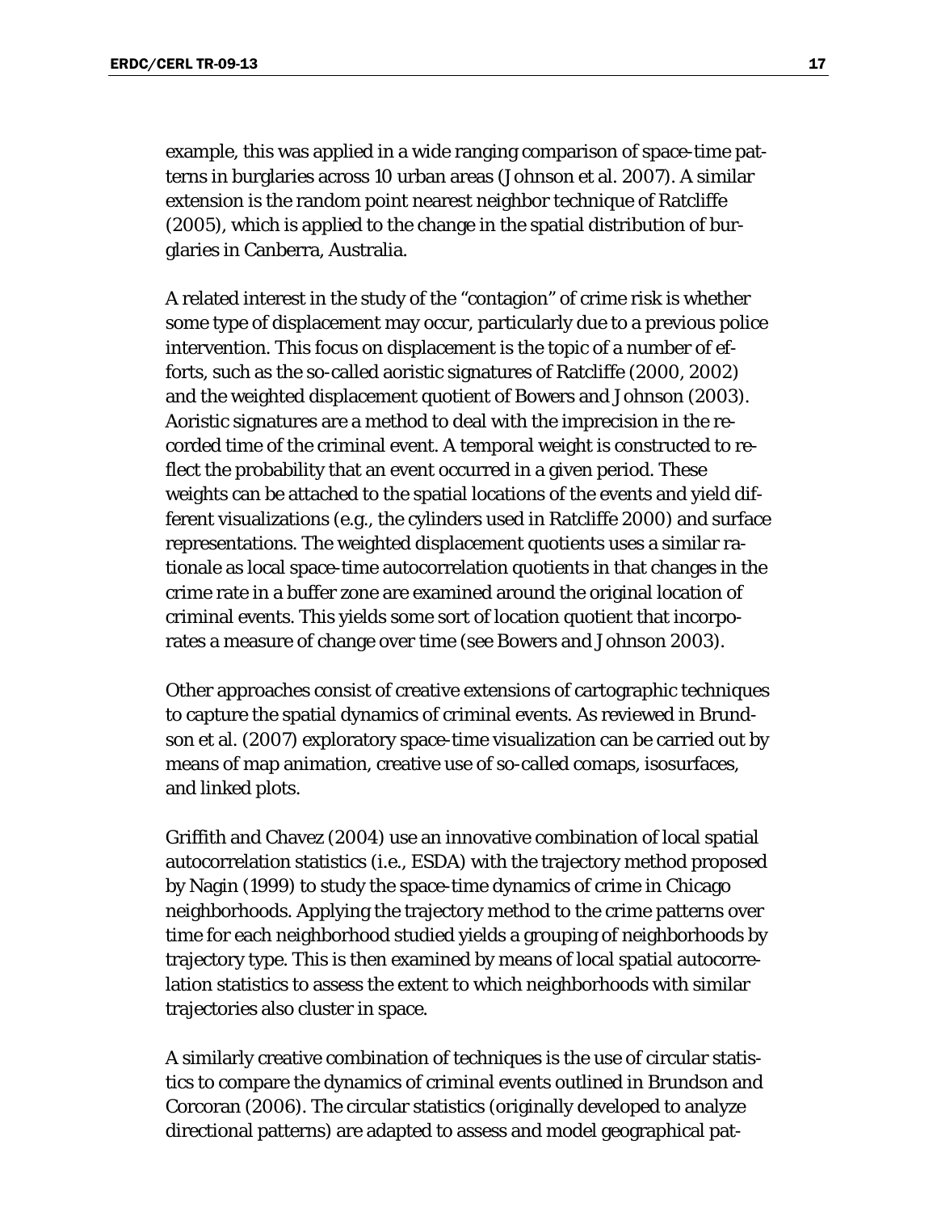example, this was applied in a wide ranging comparison of space-time patterns in burglaries across 10 urban areas (Johnson et al. 2007). A similar extension is the random point nearest neighbor technique of Ratcliffe (2005), which is applied to the change in the spatial distribution of burglaries in Canberra, Australia.

A related interest in the study of the "contagion" of crime risk is whether some type of displacement may occur, particularly due to a previous police intervention. This focus on displacement is the topic of a number of efforts, such as the so-called aoristic signatures of Ratcliffe (2000, 2002) and the weighted displacement quotient of Bowers and Johnson (2003). Aoristic signatures are a method to deal with the imprecision in the recorded time of the criminal event. A temporal weight is constructed to reflect the probability that an event occurred in a given period. These weights can be attached to the spatial locations of the events and yield different visualizations (e.g., the cylinders used in Ratcliffe 2000) and surface representations. The weighted displacement quotients uses a similar rationale as local space-time autocorrelation quotients in that changes in the crime rate in a buffer zone are examined around the original location of criminal events. This yields some sort of location quotient that incorporates a measure of change over time (see Bowers and Johnson 2003).

Other approaches consist of creative extensions of cartographic techniques to capture the spatial dynamics of criminal events. As reviewed in Brundson et al. (2007) exploratory space-time visualization can be carried out by means of map animation, creative use of so-called comaps, isosurfaces, and linked plots.

Griffith and Chavez (2004) use an innovative combination of local spatial autocorrelation statistics (i.e., ESDA) with the trajectory method proposed by Nagin (1999) to study the space-time dynamics of crime in Chicago neighborhoods. Applying the trajectory method to the crime patterns over time for each neighborhood studied yields a grouping of neighborhoods by trajectory type. This is then examined by means of local spatial autocorrelation statistics to assess the extent to which neighborhoods with similar trajectories also cluster in space.

A similarly creative combination of techniques is the use of circular statistics to compare the dynamics of criminal events outlined in Brundson and Corcoran (2006). The circular statistics (originally developed to analyze directional patterns) are adapted to assess and model geographical pat-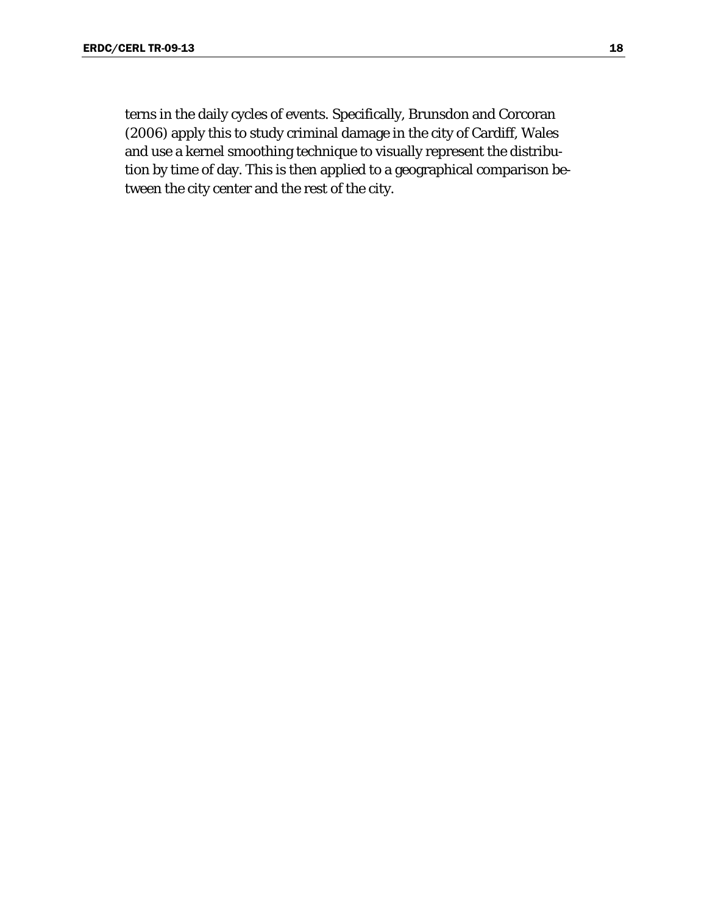terns in the daily cycles of events. Specifically, Brunsdon and Corcoran (2006) apply this to study criminal damage in the city of Cardiff, Wales and use a kernel smoothing technique to visually represent the distribution by time of day. This is then applied to a geographical comparison between the city center and the rest of the city.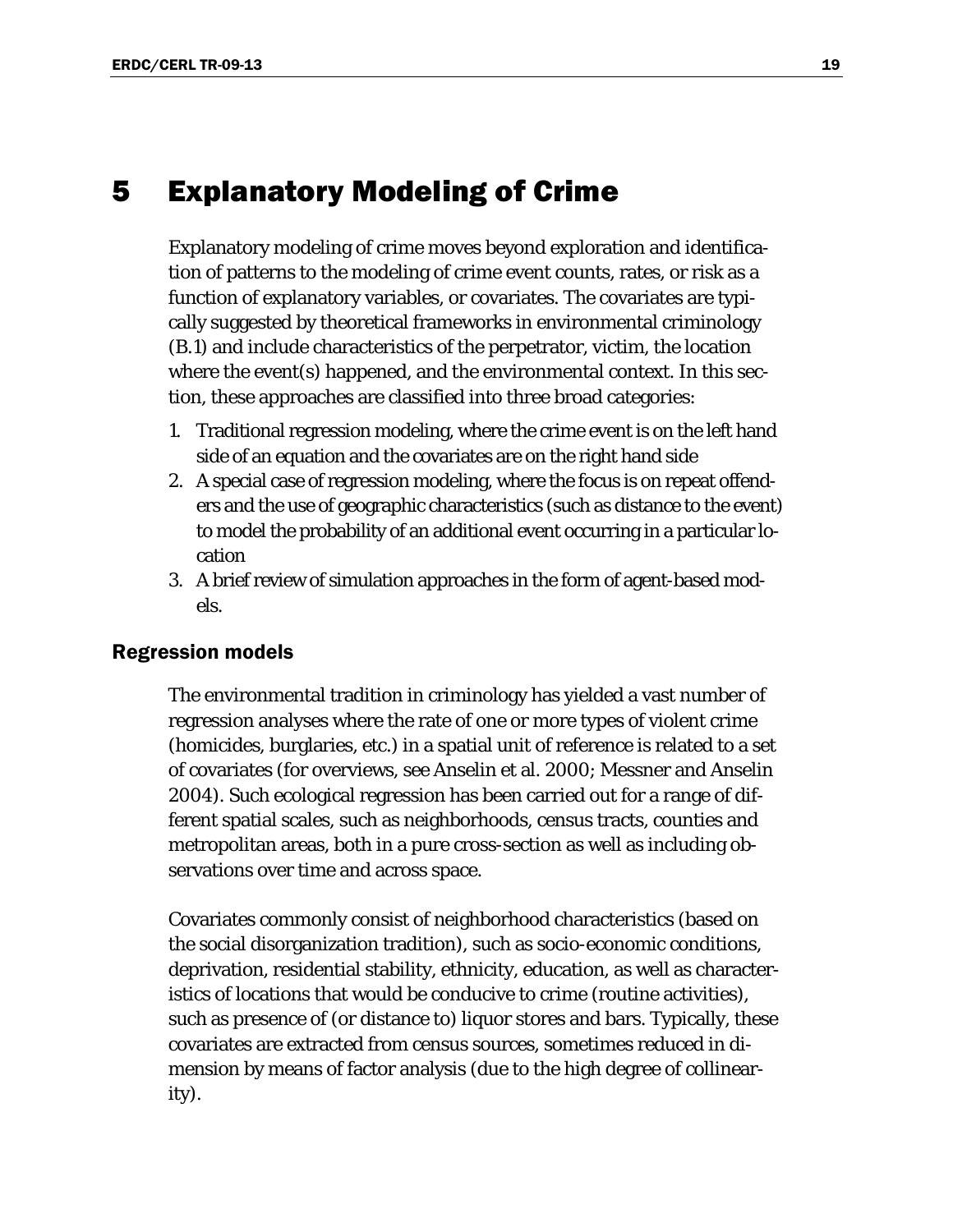# 5 Explanatory Modeling of Crime

Explanatory modeling of crime moves beyond exploration and identification of patterns to the modeling of crime event counts, rates, or risk as a function of explanatory variables, or covariates. The covariates are typically suggested by theoretical frameworks in environmental criminology (B.1) and include characteristics of the perpetrator, victim, the location where the event(s) happened, and the environmental context. In this section, these approaches are classified into three broad categories:

1. Traditional regression modeling, where the crime event is on the left hand side of an equation and the covariates are on the right hand side
2. A special case of regression modeling, where the focus is on repeat offenders and the use of geographic characteristics (such as distance to the event) to model the probability of an additional event occurring in a particular location
3. A brief review of simulation approaches in the form of agent-based models.

## Regression models

The environmental tradition in criminology has yielded a vast number of regression analyses where the rate of one or more types of violent crime (homicides, burglaries, etc.) in a spatial unit of reference is related to a set of covariates (for overviews, see Anselin et al. 2000; Messner and Anselin 2004). Such ecological regression has been carried out for a range of different spatial scales, such as neighborhoods, census tracts, counties and metropolitan areas, both in a pure cross-section as well as including observations over time and across space.

Covariates commonly consist of neighborhood characteristics (based on the social disorganization tradition), such as socio-economic conditions, deprivation, residential stability, ethnicity, education, as well as characteristics of locations that would be conducive to crime (routine activities), such as presence of (or distance to) liquor stores and bars. Typically, these covariates are extracted from census sources, sometimes reduced in dimension by means of factor analysis (due to the high degree of collinearity).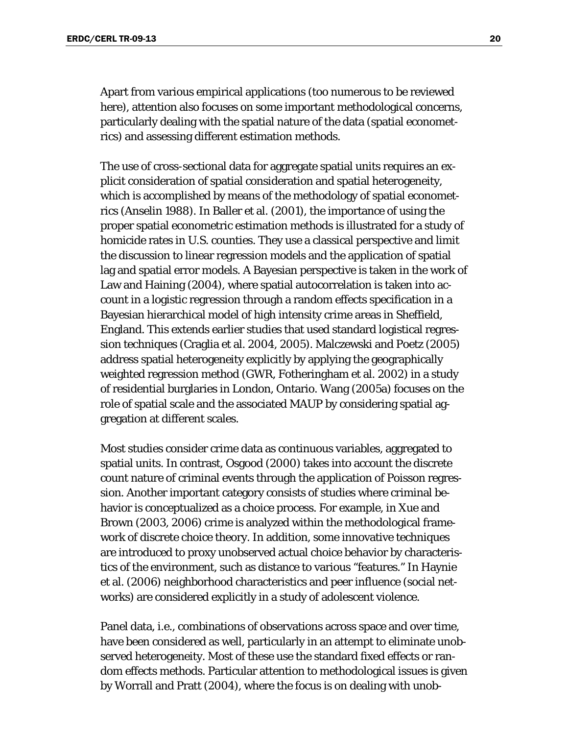Apart from various empirical applications (too numerous to be reviewed here), attention also focuses on some important methodological concerns, particularly dealing with the spatial nature of the data (spatial econometrics) and assessing different estimation methods.

The use of cross-sectional data for aggregate spatial units requires an explicit consideration of spatial consideration and spatial heterogeneity, which is accomplished by means of the methodology of spatial econometrics (Anselin 1988). In Baller et al. (2001), the importance of using the proper spatial econometric estimation methods is illustrated for a study of homicide rates in U.S. counties. They use a classical perspective and limit the discussion to linear regression models and the application of spatial lag and spatial error models. A Bayesian perspective is taken in the work of Law and Haining (2004), where spatial autocorrelation is taken into account in a logistic regression through a random effects specification in a Bayesian hierarchical model of high intensity crime areas in Sheffield, England. This extends earlier studies that used standard logistical regression techniques (Craglia et al. 2004, 2005). Malczewski and Poetz (2005) address spatial heterogeneity explicitly by applying the geographically weighted regression method (GWR, Fotheringham et al. 2002) in a study of residential burglaries in London, Ontario. Wang (2005a) focuses on the role of spatial scale and the associated MAUP by considering spatial aggregation at different scales.

Most studies consider crime data as continuous variables, aggregated to spatial units. In contrast, Osgood (2000) takes into account the discrete count nature of criminal events through the application of Poisson regression. Another important category consists of studies where criminal behavior is conceptualized as a choice process. For example, in Xue and Brown (2003, 2006) crime is analyzed within the methodological framework of discrete choice theory. In addition, some innovative techniques are introduced to proxy unobserved actual choice behavior by characteristics of the environment, such as distance to various "features." In Haynie et al. (2006) neighborhood characteristics and peer influence (social networks) are considered explicitly in a study of adolescent violence.

Panel data, i.e., combinations of observations across space and over time, have been considered as well, particularly in an attempt to eliminate unobserved heterogeneity. Most of these use the standard fixed effects or random effects methods. Particular attention to methodological issues is given by Worrall and Pratt (2004), where the focus is on dealing with unob-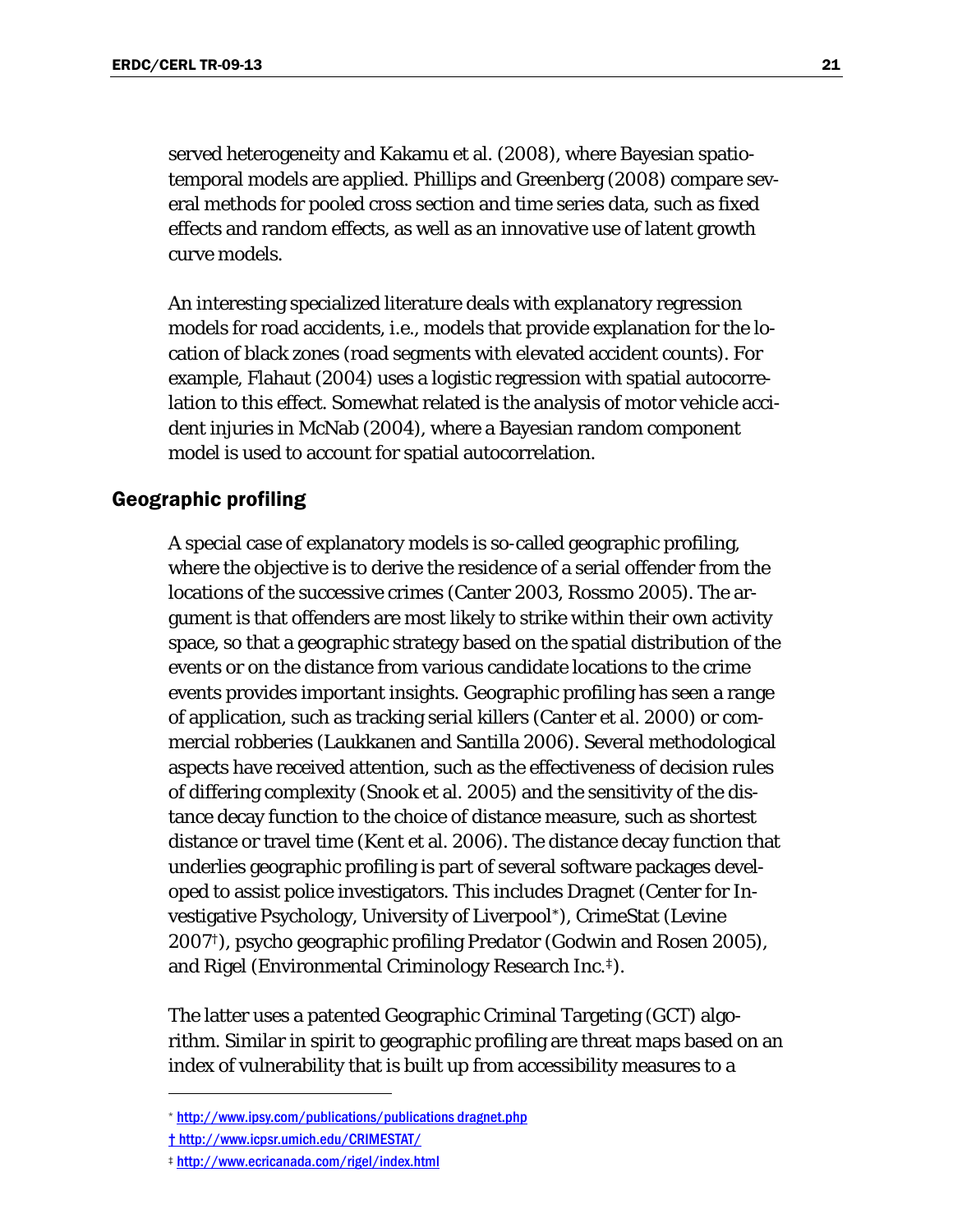served heterogeneity and Kakamu et al. (2008), where Bayesian spatio-temporal models are applied. Phillips and Greenberg (2008) compare several methods for pooled cross section and time series data, such as fixed effects and random effects, as well as an innovative use of latent growth curve models.

An interesting specialized literature deals with explanatory regression models for road accidents, i.e., models that provide explanation for the location of black zones (road segments with elevated accident counts). For example, Flahaut (2004) uses a logistic regression with spatial autocorrelation to this effect. Somewhat related is the analysis of motor vehicle accident injuries in McNab (2004), where a Bayesian random component model is used to account for spatial autocorrelation.

## Geographic profiling

A special case of explanatory models is so-called geographic profiling, where the objective is to derive the residence of a serial offender from the locations of the successive crimes (Canter 2003, Rossmo 2005). The argument is that offenders are most likely to strike within their own activity space, so that a geographic strategy based on the spatial distribution of the events or on the distance from various candidate locations to the crime events provides important insights. Geographic profiling has seen a range of application, such as tracking serial killers (Canter et al. 2000) or commercial robberies (Laukkanen and Santilla 2006). Several methodological aspects have received attention, such as the effectiveness of decision rules of differing complexity (Snook et al. 2005) and the sensitivity of the distance decay function to the choice of distance measure, such as shortest distance or travel time (Kent et al. 2006). The distance decay function that underlies geographic profiling is part of several software packages developed to assist police investigators. This includes Dragnet (Center for Investigative Psychology, University of Liverpool[*]), CrimeStat (Levine 2007[†]), psycho geographic profiling Predator (Godwin and Rosen 2005), and Rigel (Environmental Criminology Research Inc.[‡]).

The latter uses a patented Geographic Criminal Targeting (GCT) algorithm. Similar in spirit to geographic profiling are threat maps based on an index of vulnerability that is built up from accessibility measures to a

---

[*] http://www.ipsy.com/publications/publications dragnet.php

[†] http://www.icpsr.umich.edu/CRIMESTAT/

[‡] http://www.ecricanada.com/rigel/index.html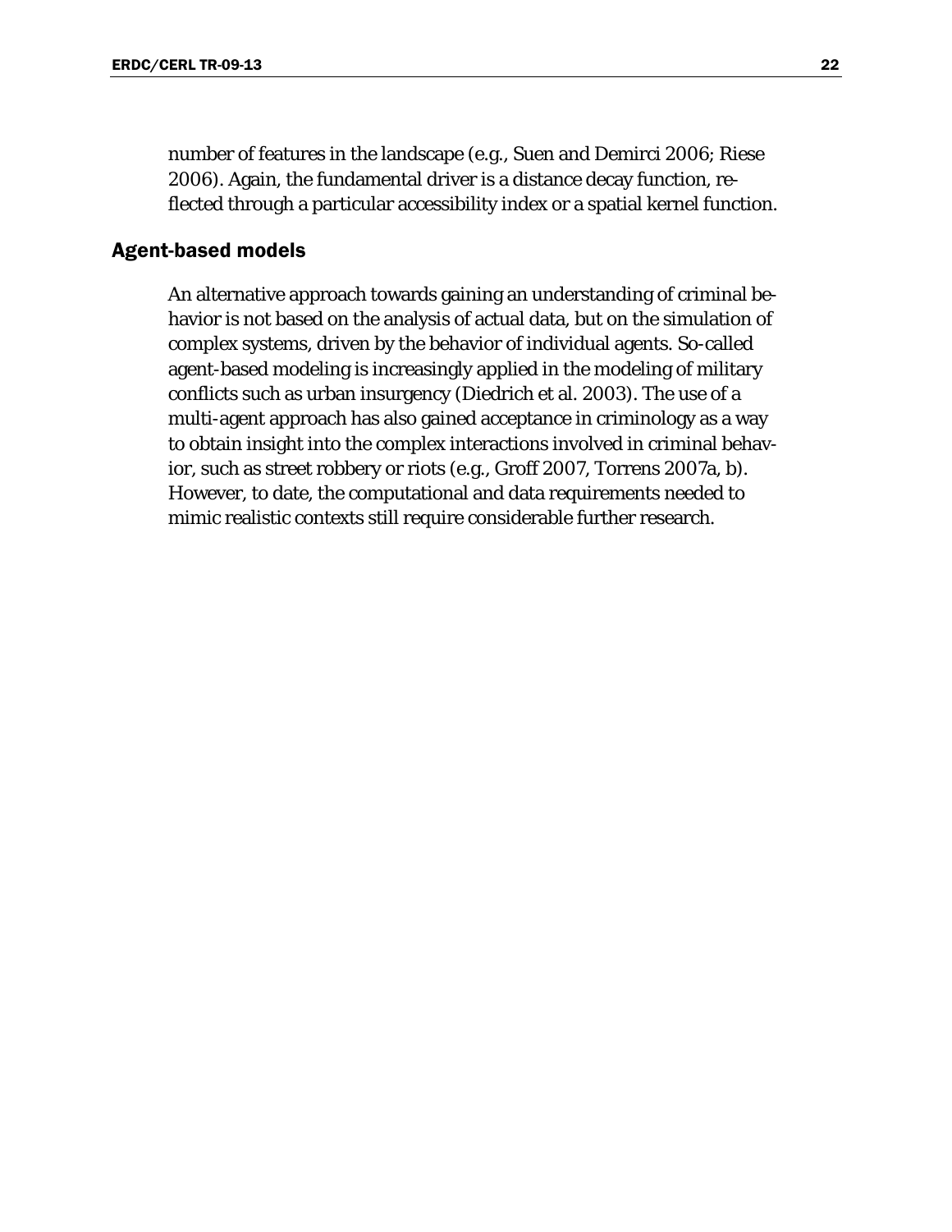number of features in the landscape (e.g., Suen and Demirci 2006; Riese 2006). Again, the fundamental driver is a distance decay function, reflected through a particular accessibility index or a spatial kernel function.

## Agent-based models

An alternative approach towards gaining an understanding of criminal behavior is not based on the analysis of actual data, but on the simulation of complex systems, driven by the behavior of individual agents. So-called agent-based modeling is increasingly applied in the modeling of military conflicts such as urban insurgency (Diedrich et al. 2003). The use of a multi-agent approach has also gained acceptance in criminology as a way to obtain insight into the complex interactions involved in criminal behavior, such as street robbery or riots (e.g., Groff 2007, Torrens 2007a, b). However, to date, the computational and data requirements needed to mimic realistic contexts still require considerable further research.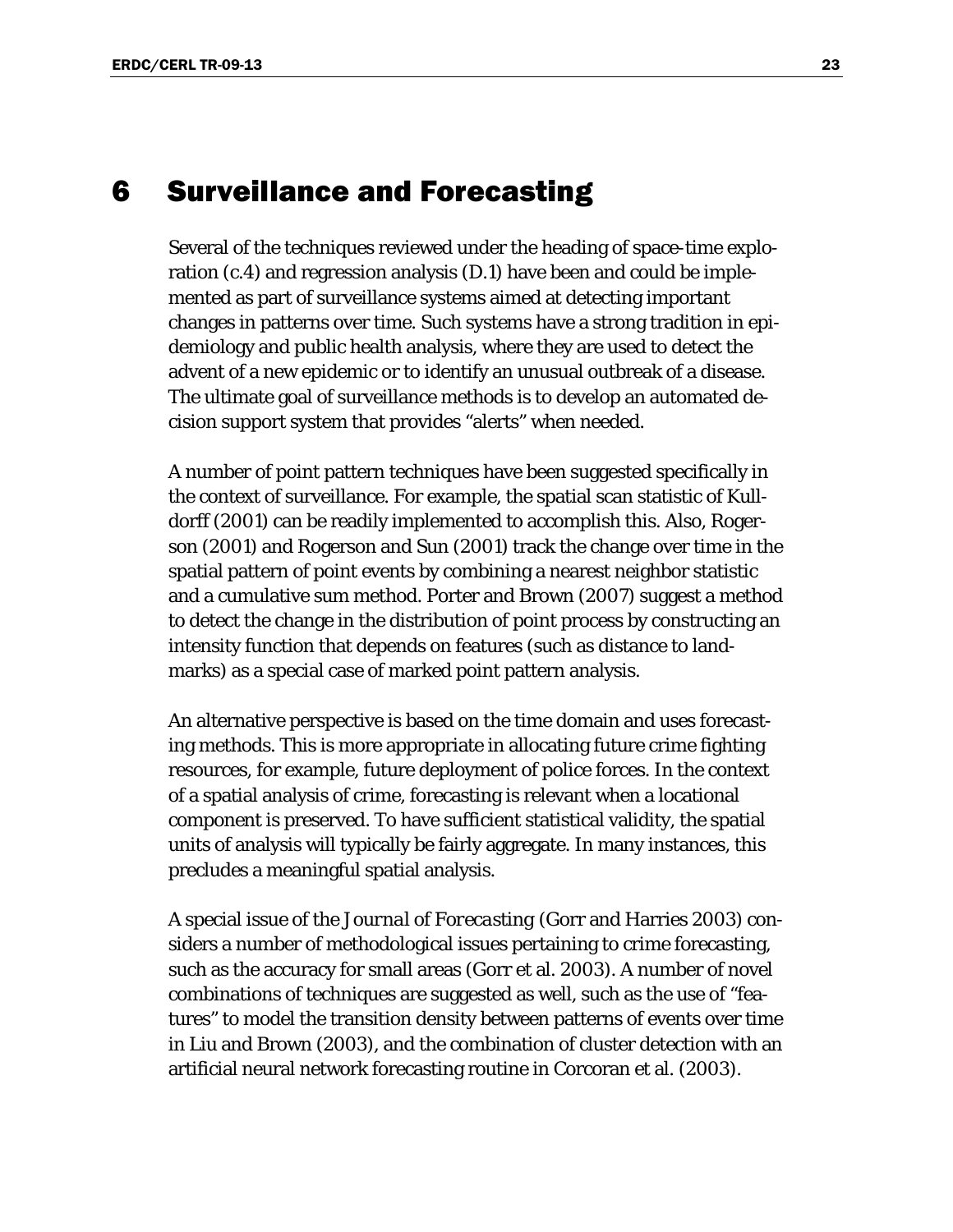# 6 Surveillance and Forecasting

Several of the techniques reviewed under the heading of space-time exploration (c.4) and regression analysis (D.1) have been and could be implemented as part of surveillance systems aimed at detecting important changes in patterns over time. Such systems have a strong tradition in epidemiology and public health analysis, where they are used to detect the advent of a new epidemic or to identify an unusual outbreak of a disease. The ultimate goal of surveillance methods is to develop an automated decision support system that provides "alerts" when needed.

A number of point pattern techniques have been suggested specifically in the context of surveillance. For example, the spatial scan statistic of Kulldorff (2001) can be readily implemented to accomplish this. Also, Rogerson (2001) and Rogerson and Sun (2001) track the change over time in the spatial pattern of point events by combining a nearest neighbor statistic and a cumulative sum method. Porter and Brown (2007) suggest a method to detect the change in the distribution of point process by constructing an intensity function that depends on features (such as distance to landmarks) as a special case of marked point pattern analysis.

An alternative perspective is based on the time domain and uses forecasting methods. This is more appropriate in allocating future crime fighting resources, for example, future deployment of police forces. In the context of a spatial analysis of crime, forecasting is relevant when a locational component is preserved. To have sufficient statistical validity, the spatial units of analysis will typically be fairly aggregate. In many instances, this precludes a meaningful spatial analysis.

A special issue of the *Journal of Forecasting* (Gorr and Harries 2003) considers a number of methodological issues pertaining to crime forecasting, such as the accuracy for small areas (Gorr et al. 2003). A number of novel combinations of techniques are suggested as well, such as the use of "features" to model the transition density between patterns of events over time in Liu and Brown (2003), and the combination of cluster detection with an artificial neural network forecasting routine in Corcoran et al. (2003).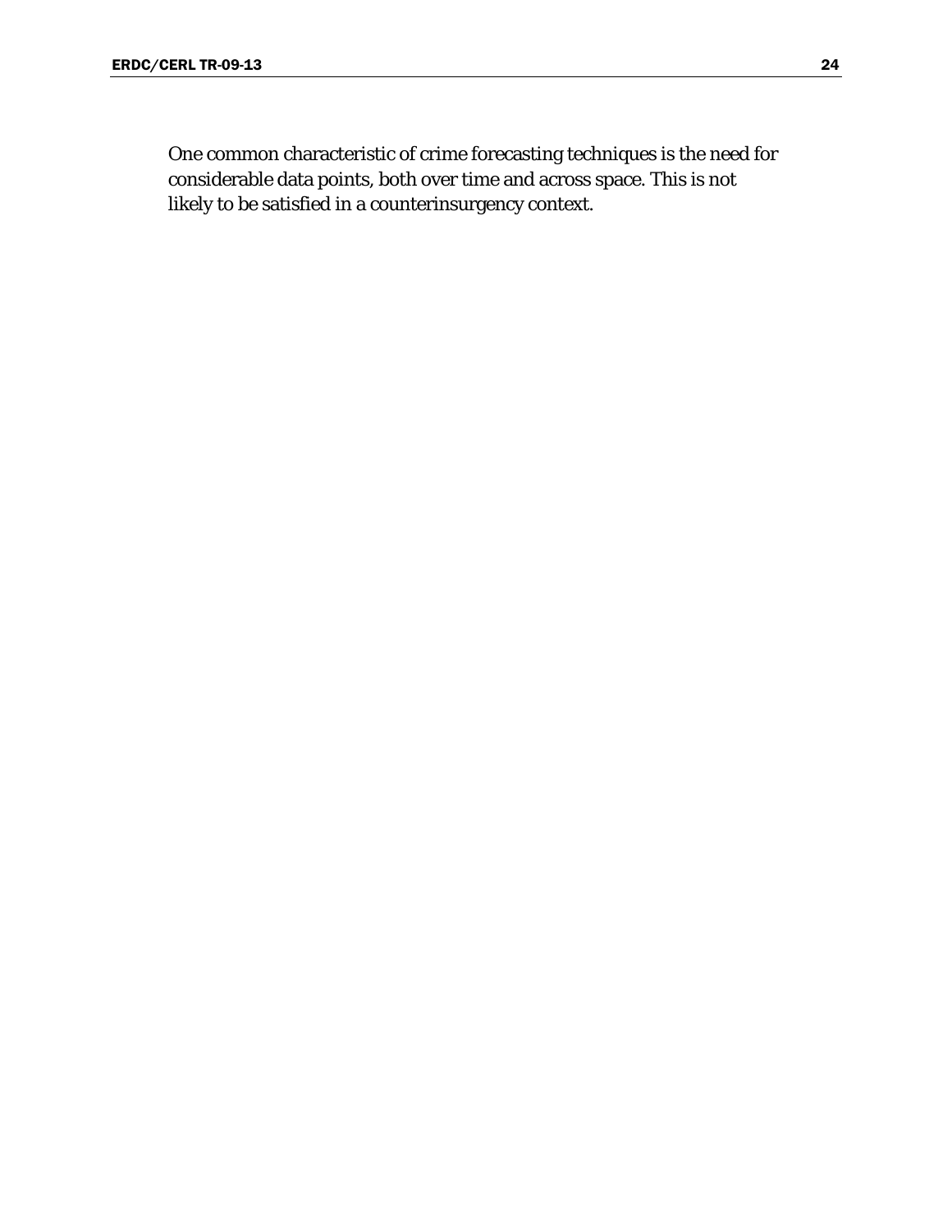One common characteristic of crime forecasting techniques is the need for considerable data points, both over time and across space. This is not likely to be satisfied in a counterinsurgency context.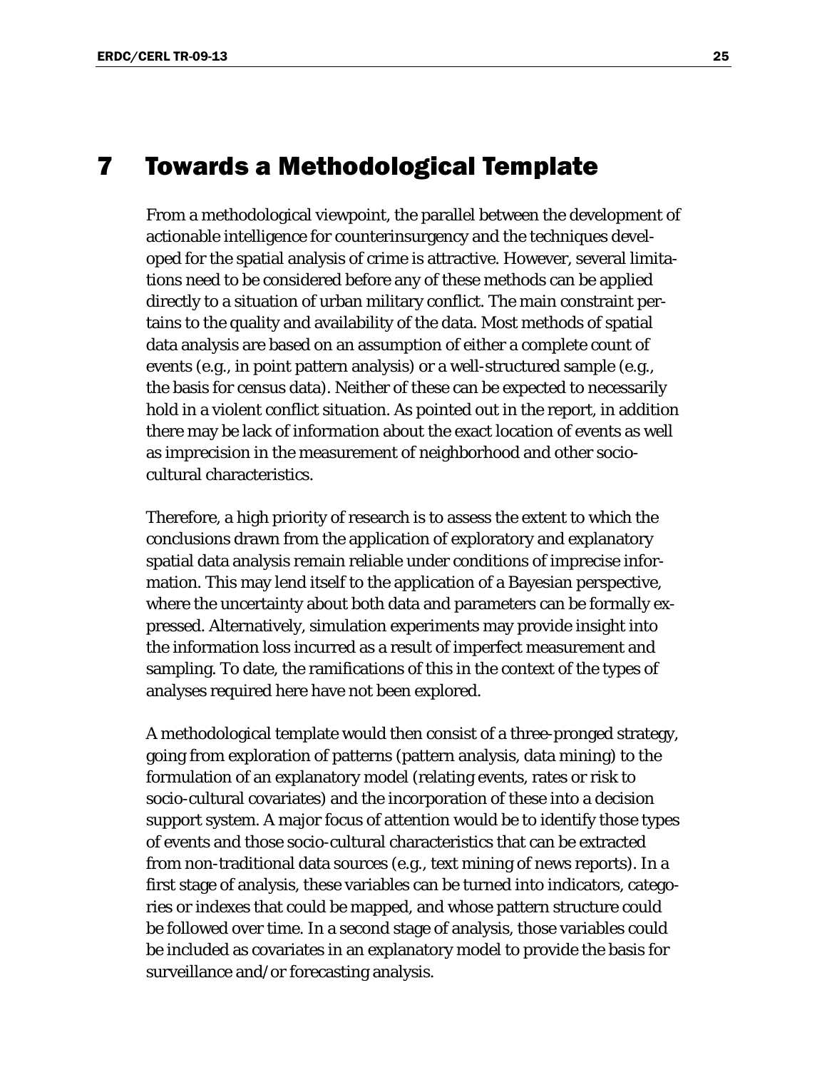# 7 Towards a Methodological Template

From a methodological viewpoint, the parallel between the development of actionable intelligence for counterinsurgency and the techniques developed for the spatial analysis of crime is attractive. However, several limitations need to be considered before any of these methods can be applied directly to a situation of urban military conflict. The main constraint pertains to the quality and availability of the data. Most methods of spatial data analysis are based on an assumption of either a complete count of events (e.g., in point pattern analysis) or a well-structured sample (e.g., the basis for census data). Neither of these can be expected to necessarily hold in a violent conflict situation. As pointed out in the report, in addition there may be lack of information about the exact location of events as well as imprecision in the measurement of neighborhood and other socio-cultural characteristics.

Therefore, a high priority of research is to assess the extent to which the conclusions drawn from the application of exploratory and explanatory spatial data analysis remain reliable under conditions of imprecise information. This may lend itself to the application of a Bayesian perspective, where the uncertainty about both data and parameters can be formally expressed. Alternatively, simulation experiments may provide insight into the information loss incurred as a result of imperfect measurement and sampling. To date, the ramifications of this in the context of the types of analyses required here have not been explored.

A methodological template would then consist of a three-pronged strategy, going from exploration of patterns (pattern analysis, data mining) to the formulation of an explanatory model (relating events, rates or risk to socio-cultural covariates) and the incorporation of these into a decision support system. A major focus of attention would be to identify those types of events and those socio-cultural characteristics that can be extracted from non-traditional data sources (e.g., text mining of news reports). In a first stage of analysis, these variables can be turned into indicators, categories or indexes that could be mapped, and whose pattern structure could be followed over time. In a second stage of analysis, those variables could be included as covariates in an explanatory model to provide the basis for surveillance and/or forecasting analysis.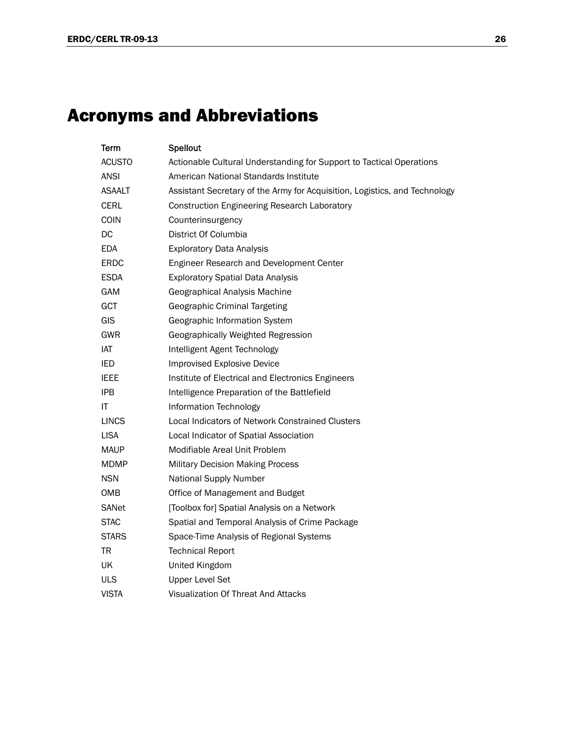# Acronyms and Abbreviations

| Term | Spellout |
|---|---|
| ACUSTO | Actionable Cultural Understanding for Support to Tactical Operations |
| ANSI | American National Standards Institute |
| ASAALT | Assistant Secretary of the Army for Acquisition, Logistics, and Technology |
| CERL | Construction Engineering Research Laboratory |
| COIN | Counterinsurgency |
| DC | District Of Columbia |
| EDA | Exploratory Data Analysis |
| ERDC | Engineer Research and Development Center |
| ESDA | Exploratory Spatial Data Analysis |
| GAM | Geographical Analysis Machine |
| GCT | Geographic Criminal Targeting |
| GIS | Geographic Information System |
| GWR | Geographically Weighted Regression |
| IAT | Intelligent Agent Technology |
| IED | Improvised Explosive Device |
| IEEE | Institute of Electrical and Electronics Engineers |
| IPB | Intelligence Preparation of the Battlefield |
| IT | Information Technology |
| LINCS | Local Indicators of Network Constrained Clusters |
| LISA | Local Indicator of Spatial Association |
| MAUP | Modifiable Areal Unit Problem |
| MDMP | Military Decision Making Process |
| NSN | National Supply Number |
| OMB | Office of Management and Budget |
| SANet | [Toolbox for] Spatial Analysis on a Network |
| STAC | Spatial and Temporal Analysis of Crime Package |
| STARS | Space-Time Analysis of Regional Systems |
| TR | Technical Report |
| UK | United Kingdom |
| ULS | Upper Level Set |
| VISTA | Visualization Of Threat And Attacks |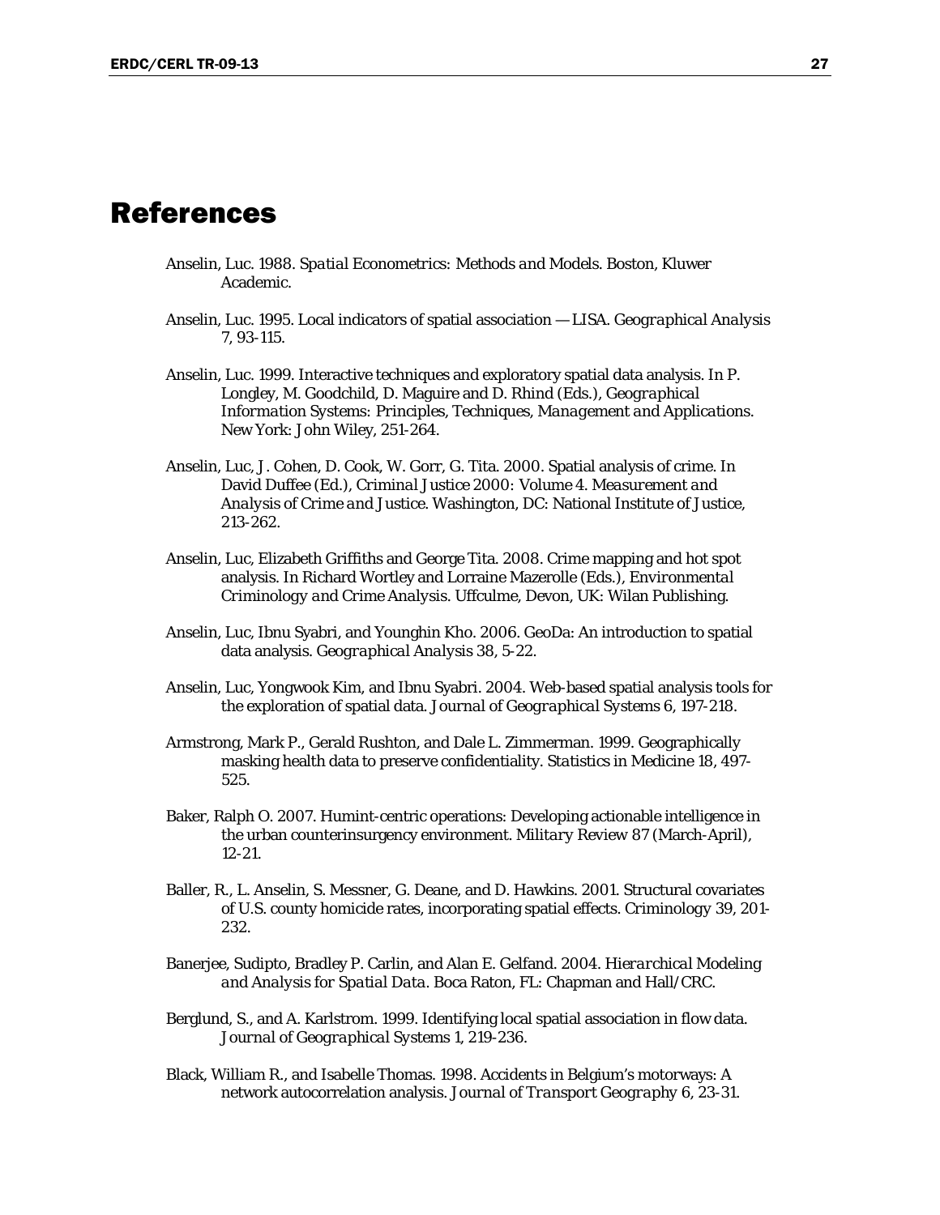# References

Anselin, Luc. 1988. *Spatial Econometrics: Methods and Models*. Boston, Kluwer Academic.

Anselin, Luc. 1995. Local indicators of spatial association — LISA. *Geographical Analysis* 7, 93-115.

Anselin, Luc. 1999. Interactive techniques and exploratory spatial data analysis. In P. Longley, M. Goodchild, D. Maguire and D. Rhind (Eds.), *Geographical Information Systems: Principles, Techniques, Management and Applications*. New York: John Wiley, 251-264.

Anselin, Luc, J. Cohen, D. Cook, W. Gorr, G. Tita. 2000. Spatial analysis of crime. In David Duffee (Ed.), *Criminal Justice 2000: Volume 4. Measurement and Analysis of Crime and Justice*. Washington, DC: National Institute of Justice, 213-262.

Anselin, Luc, Elizabeth Griffiths and George Tita. 2008. Crime mapping and hot spot analysis. In Richard Wortley and Lorraine Mazerolle (Eds.), *Environmental Criminology and Crime Analysis*. Uffculme, Devon, UK: Wilan Publishing.

Anselin, Luc, Ibnu Syabri, and Younghin Kho. 2006. GeoDa: An introduction to spatial data analysis. *Geographical Analysis* 38, 5-22.

Anselin, Luc, Yongwook Kim, and Ibnu Syabri. 2004. Web-based spatial analysis tools for the exploration of spatial data. *Journal of Geographical Systems* 6, 197-218.

Armstrong, Mark P., Gerald Rushton, and Dale L. Zimmerman. 1999. Geographically masking health data to preserve confidentiality. *Statistics in Medicine* 18, 497-525.

Baker, Ralph O. 2007. Humint-centric operations: Developing actionable intelligence in the urban counterinsurgency environment. *Military Review* 87 (March-April), 12-21.

Baller, R., L. Anselin, S. Messner, G. Deane, and D. Hawkins. 2001. Structural covariates of U.S. county homicide rates, incorporating spatial effects. Criminology 39, 201-232.

Banerjee, Sudipto, Bradley P. Carlin, and Alan E. Gelfand. 2004. *Hierarchical Modeling and Analysis for Spatial Data*. Boca Raton, FL: Chapman and Hall/CRC.

Berglund, S., and A. Karlstrom. 1999. Identifying local spatial association in flow data. *Journal of Geographical Systems* 1, 219-236.

Black, William R., and Isabelle Thomas. 1998. Accidents in Belgium's motorways: A network autocorrelation analysis. *Journal of Transport Geography* 6, 23-31.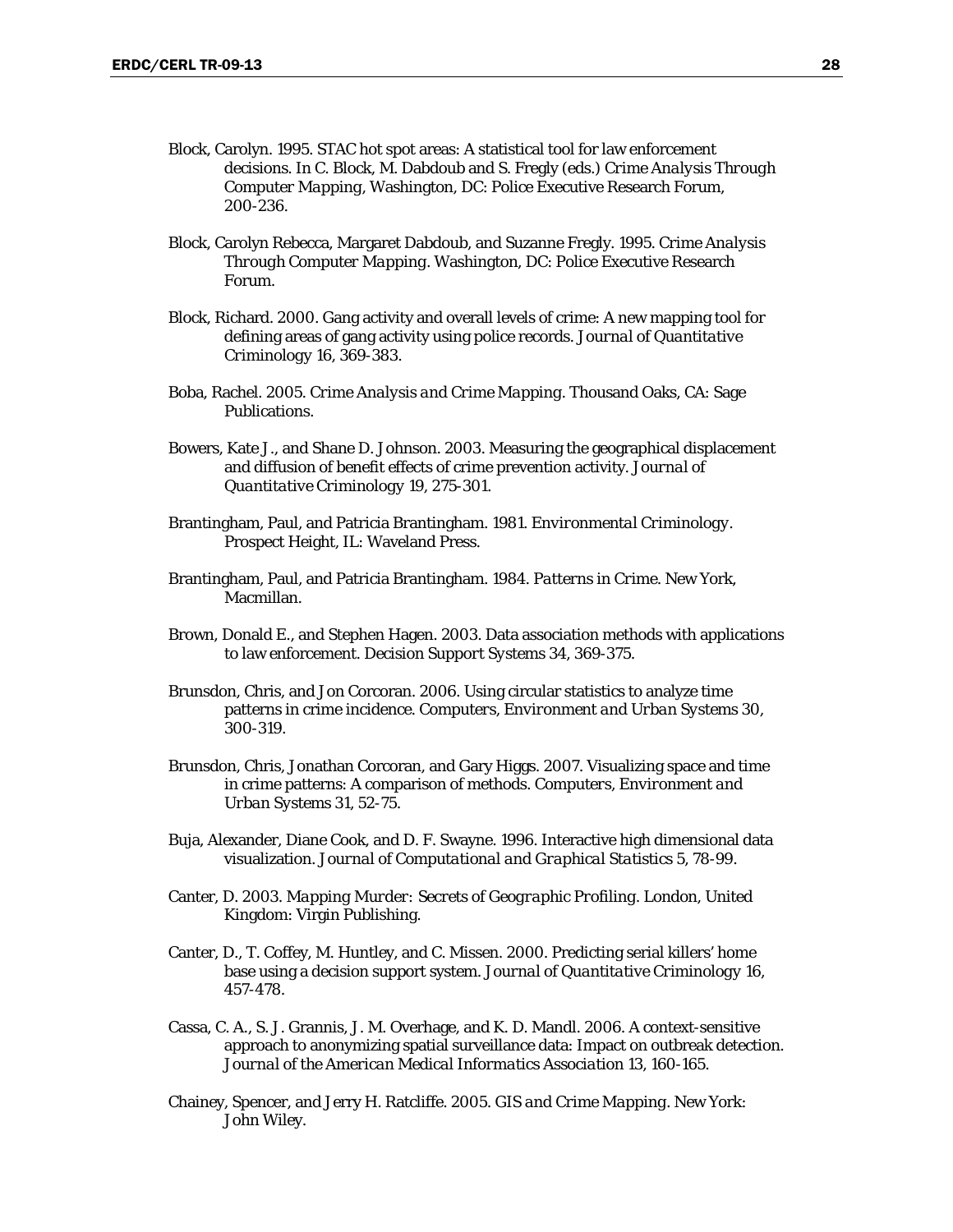Block, Carolyn. 1995. STAC hot spot areas: A statistical tool for law enforcement decisions. In C. Block, M. Dabdoub and S. Fregly (eds.) *Crime Analysis Through Computer Mapping*, Washington, DC: Police Executive Research Forum, 200-236.

Block, Carolyn Rebecca, Margaret Dabdoub, and Suzanne Fregly. 1995. *Crime Analysis Through Computer Mapping*. Washington, DC: Police Executive Research Forum.

Block, Richard. 2000. Gang activity and overall levels of crime: A new mapping tool for defining areas of gang activity using police records. *Journal of Quantitative Criminology* 16, 369-383.

Boba, Rachel. 2005. *Crime Analysis and Crime Mapping*. Thousand Oaks, CA: Sage Publications.

Bowers, Kate J., and Shane D. Johnson. 2003. Measuring the geographical displacement and diffusion of benefit effects of crime prevention activity. *Journal of Quantitative Criminology* 19, 275-301.

Brantingham, Paul, and Patricia Brantingham. 1981. *Environmental Criminology*. Prospect Height, IL: Waveland Press.

Brantingham, Paul, and Patricia Brantingham. 1984. *Patterns in Crime*. New York, Macmillan.

Brown, Donald E., and Stephen Hagen. 2003. Data association methods with applications to law enforcement. Decision Support Systems 34, 369-375.

Brunsdon, Chris, and Jon Corcoran. 2006. Using circular statistics to analyze time patterns in crime incidence. *Computers, Environment and Urban Systems* 30, 300-319.

Brunsdon, Chris, Jonathan Corcoran, and Gary Higgs. 2007. Visualizing space and time in crime patterns: A comparison of methods. *Computers, Environment and Urban Systems* 31, 52-75.

Buja, Alexander, Diane Cook, and D. F. Swayne. 1996. Interactive high dimensional data visualization. *Journal of Computational and Graphical Statistics* 5, 78-99.

Canter, D. 2003. *Mapping Murder: Secrets of Geographic Profiling*. London, United Kingdom: Virgin Publishing.

Canter, D., T. Coffey, M. Huntley, and C. Missen. 2000. Predicting serial killers' home base using a decision support system. *Journal of Quantitative Criminology* 16, 457-478.

Cassa, C. A., S. J. Grannis, J. M. Overhage, and K. D. Mandl. 2006. A context-sensitive approach to anonymizing spatial surveillance data: Impact on outbreak detection. *Journal of the American Medical Informatics Association* 13, 160-165.

Chainey, Spencer, and Jerry H. Ratcliffe. 2005. *GIS and Crime Mapping*. New York: John Wiley.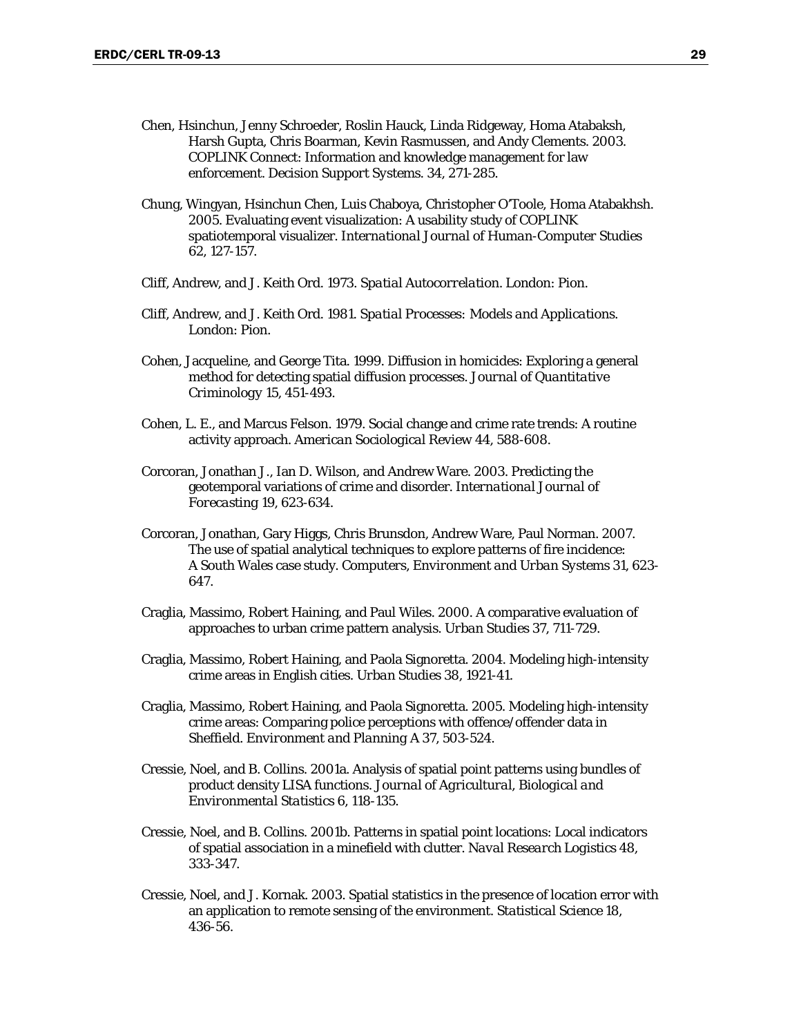Chen, Hsinchun, Jenny Schroeder, Roslin Hauck, Linda Ridgeway, Homa Atabaksh, Harsh Gupta, Chris Boarman, Kevin Rasmussen, and Andy Clements. 2003. COPLINK Connect: Information and knowledge management for law enforcement. Decision Support Systems. 34, 271-285.

Chung, Wingyan, Hsinchun Chen, Luis Chaboya, Christopher O'Toole, Homa Atabakhsh. 2005. Evaluating event visualization: A usability study of COPLINK spatiotemporal visualizer. *International Journal of Human-Computer Studies* 62, 127-157.

Cliff, Andrew, and J. Keith Ord. 1973. *Spatial Autocorrelation*. London: Pion.

Cliff, Andrew, and J. Keith Ord. 1981. *Spatial Processes: Models and Applications*. London: Pion.

Cohen, Jacqueline, and George Tita. 1999. Diffusion in homicides: Exploring a general method for detecting spatial diffusion processes. *Journal of Quantitative Criminology* 15, 451-493.

Cohen, L. E., and Marcus Felson. 1979. Social change and crime rate trends: A routine activity approach. *American Sociological Review* 44, 588-608.

Corcoran, Jonathan J., Ian D. Wilson, and Andrew Ware. 2003. Predicting the geotemporal variations of crime and disorder. *International Journal of Forecasting* 19, 623-634.

Corcoran, Jonathan, Gary Higgs, Chris Brunsdon, Andrew Ware, Paul Norman. 2007. The use of spatial analytical techniques to explore patterns of fire incidence: A South Wales case study. *Computers, Environment and Urban Systems* 31, 623-647.

Craglia, Massimo, Robert Haining, and Paul Wiles. 2000. A comparative evaluation of approaches to urban crime pattern analysis. *Urban Studies* 37, 711-729.

Craglia, Massimo, Robert Haining, and Paola Signoretta. 2004. Modeling high-intensity crime areas in English cities. *Urban Studies* 38, 1921-41.

Craglia, Massimo, Robert Haining, and Paola Signoretta. 2005. Modeling high-intensity crime areas: Comparing police perceptions with offence/offender data in Sheffield. *Environment and Planning A* 37, 503-524.

Cressie, Noel, and B. Collins. 2001a. Analysis of spatial point patterns using bundles of product density LISA functions. *Journal of Agricultural, Biological and Environmental Statistics* 6, 118-135.

Cressie, Noel, and B. Collins. 2001b. Patterns in spatial point locations: Local indicators of spatial association in a minefield with clutter. *Naval Research Logistics* 48, 333-347.

Cressie, Noel, and J. Kornak. 2003. Spatial statistics in the presence of location error with an application to remote sensing of the environment. *Statistical Science* 18, 436-56.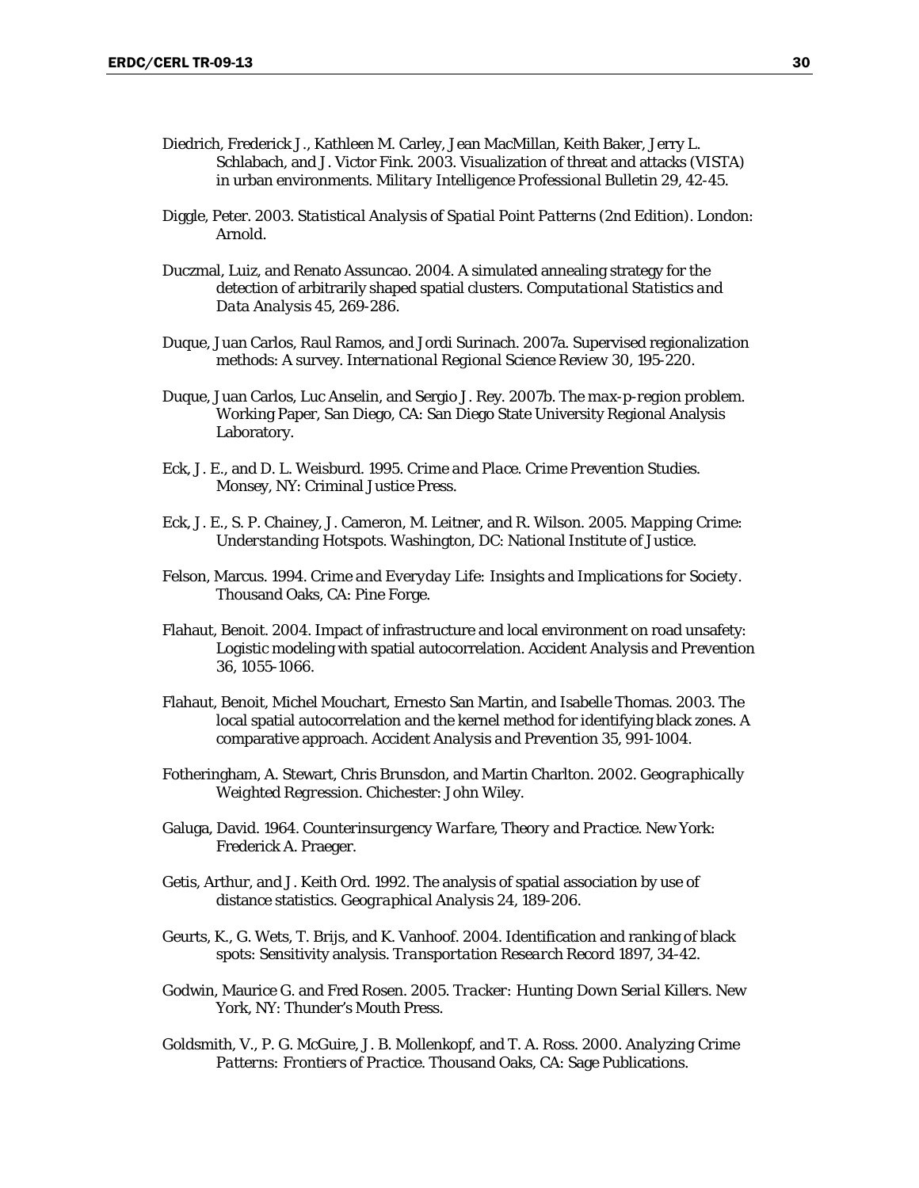Diedrich, Frederick J., Kathleen M. Carley, Jean MacMillan, Keith Baker, Jerry L. Schlabach, and J. Victor Fink. 2003. Visualization of threat and attacks (VISTA) in urban environments. *Military Intelligence Professional Bulletin* 29, 42-45.

Diggle, Peter. 2003. *Statistical Analysis of Spatial Point Patterns* (2nd Edition). London: Arnold.

Duczmal, Luiz, and Renato Assuncao. 2004. A simulated annealing strategy for the detection of arbitrarily shaped spatial clusters. *Computational Statistics and Data Analysis* 45, 269-286.

Duque, Juan Carlos, Raul Ramos, and Jordi Surinach. 2007a. Supervised regionalization methods: A survey. *International Regional Science Review* 30, 195-220.

Duque, Juan Carlos, Luc Anselin, and Sergio J. Rey. 2007b. *The max-p-region problem*. Working Paper, San Diego, CA: San Diego State University Regional Analysis Laboratory.

Eck, J. E., and D. L. Weisburd. 1995. *Crime and Place. Crime Prevention Studies*. Monsey, NY: Criminal Justice Press.

Eck, J. E., S. P. Chainey, J. Cameron, M. Leitner, and R. Wilson. 2005. *Mapping Crime: Understanding Hotspots*. Washington, DC: National Institute of Justice.

Felson, Marcus. 1994. *Crime and Everyday Life: Insights and Implications for Society*. Thousand Oaks, CA: Pine Forge.

Flahaut, Benoit. 2004. Impact of infrastructure and local environment on road unsafety: Logistic modeling with spatial autocorrelation. *Accident Analysis and Prevention* 36, 1055-1066.

Flahaut, Benoit, Michel Mouchart, Ernesto San Martin, and Isabelle Thomas. 2003. The local spatial autocorrelation and the kernel method for identifying black zones. A comparative approach. *Accident Analysis and Prevention* 35, 991-1004.

Fotheringham, A. Stewart, Chris Brunsdon, and Martin Charlton. 2002. *Geographically Weighted Regression*. Chichester: John Wiley.

Galuga, David. 1964. *Counterinsurgency Warfare, Theory and Practice*. New York: Frederick A. Praeger.

Getis, Arthur, and J. Keith Ord. 1992. The analysis of spatial association by use of distance statistics. *Geographical Analysis* 24, 189-206.

Geurts, K., G. Wets, T. Brijs, and K. Vanhoof. 2004. Identification and ranking of black spots: Sensitivity analysis. *Transportation Research Record* 1897, 34-42.

Godwin, Maurice G. and Fred Rosen. 2005. *Tracker: Hunting Down Serial Killers*. New York, NY: Thunder's Mouth Press.

Goldsmith, V., P. G. McGuire, J. B. Mollenkopf, and T. A. Ross. 2000. *Analyzing Crime Patterns: Frontiers of Practice*. Thousand Oaks, CA: Sage Publications.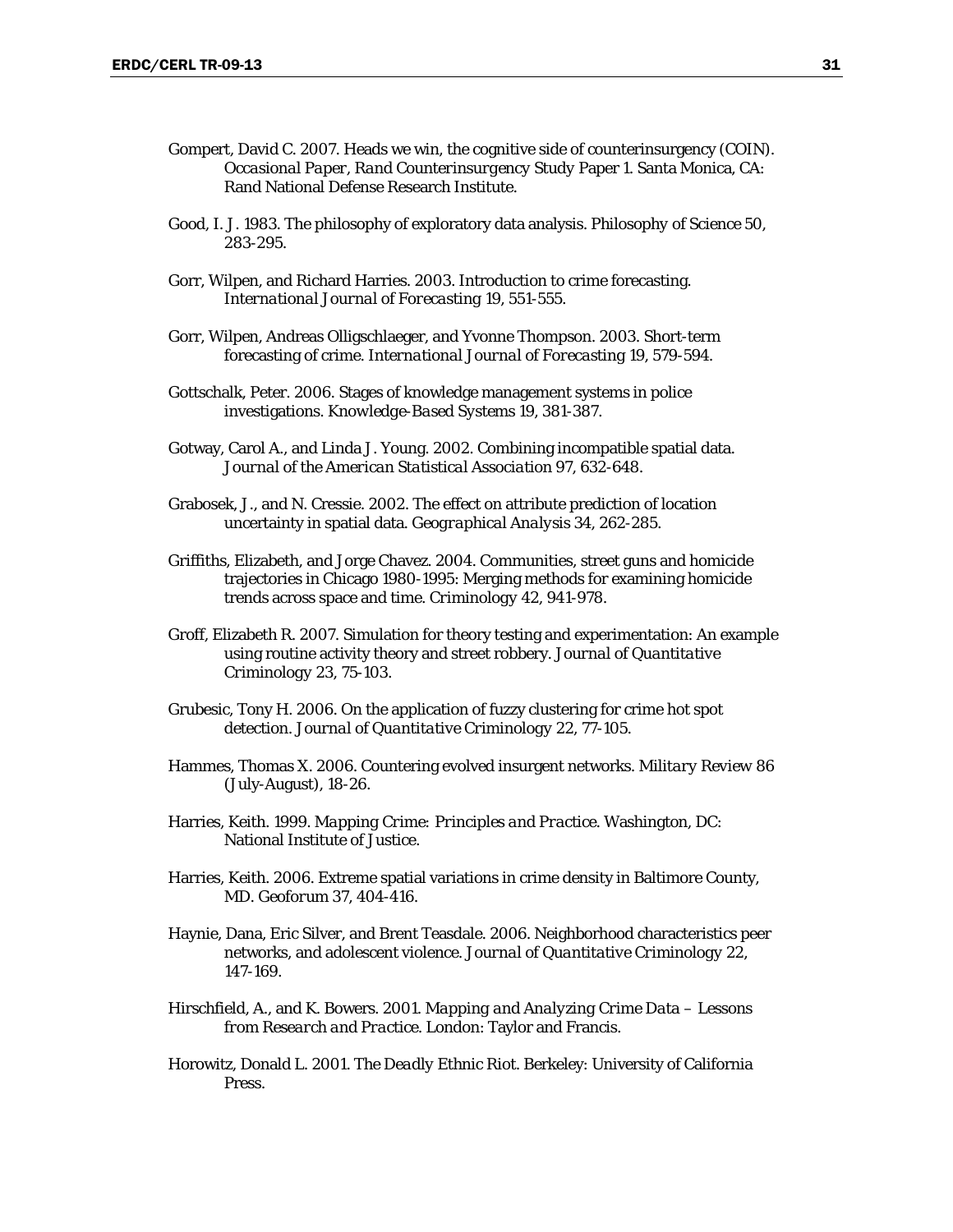Gompert, David C. 2007. Heads we win, the cognitive side of counterinsurgency (COIN). *Occasional Paper, Rand Counterinsurgency Study Paper 1*. Santa Monica, CA: Rand National Defense Research Institute.

Good, I. J. 1983. The philosophy of exploratory data analysis. Philosophy of Science 50, 283-295.

Gorr, Wilpen, and Richard Harries. 2003. Introduction to crime forecasting. *International Journal of Forecasting* 19, 551-555.

Gorr, Wilpen, Andreas Olligschlaeger, and Yvonne Thompson. 2003. Short-term forecasting of crime. *International Journal of Forecasting* 19, 579-594.

Gottschalk, Peter. 2006. Stages of knowledge management systems in police investigations. *Knowledge-Based Systems* 19, 381-387.

Gotway, Carol A., and Linda J. Young. 2002. Combining incompatible spatial data. *Journal of the American Statistical Association* 97, 632-648.

Grabosek, J., and N. Cressie. 2002. The effect on attribute prediction of location uncertainty in spatial data. *Geographical Analysis* 34, 262-285.

Griffiths, Elizabeth, and Jorge Chavez. 2004. Communities, street guns and homicide trajectories in Chicago 1980-1995: Merging methods for examining homicide trends across space and time. *Criminology* 42, 941-978.

Groff, Elizabeth R. 2007. Simulation for theory testing and experimentation: An example using routine activity theory and street robbery. *Journal of Quantitative Criminology* 23, 75-103.

Grubesic, Tony H. 2006. On the application of fuzzy clustering for crime hot spot detection. *Journal of Quantitative Criminology* 22, 77-105.

Hammes, Thomas X. 2006. Countering evolved insurgent networks. *Military Review* 86 (July-August), 18-26.

Harries, Keith. 1999. *Mapping Crime: Principles and Practice*. Washington, DC: National Institute of Justice.

Harries, Keith. 2006. Extreme spatial variations in crime density in Baltimore County, MD. *Geoforum* 37, 404-416.

Haynie, Dana, Eric Silver, and Brent Teasdale. 2006. Neighborhood characteristics peer networks, and adolescent violence. *Journal of Quantitative Criminology* 22, 147-169.

Hirschfield, A., and K. Bowers. 2001. *Mapping and Analyzing Crime Data – Lessons from Research and Practice*. London: Taylor and Francis.

Horowitz, Donald L. 2001. *The Deadly Ethnic Riot*. Berkeley: University of California Press.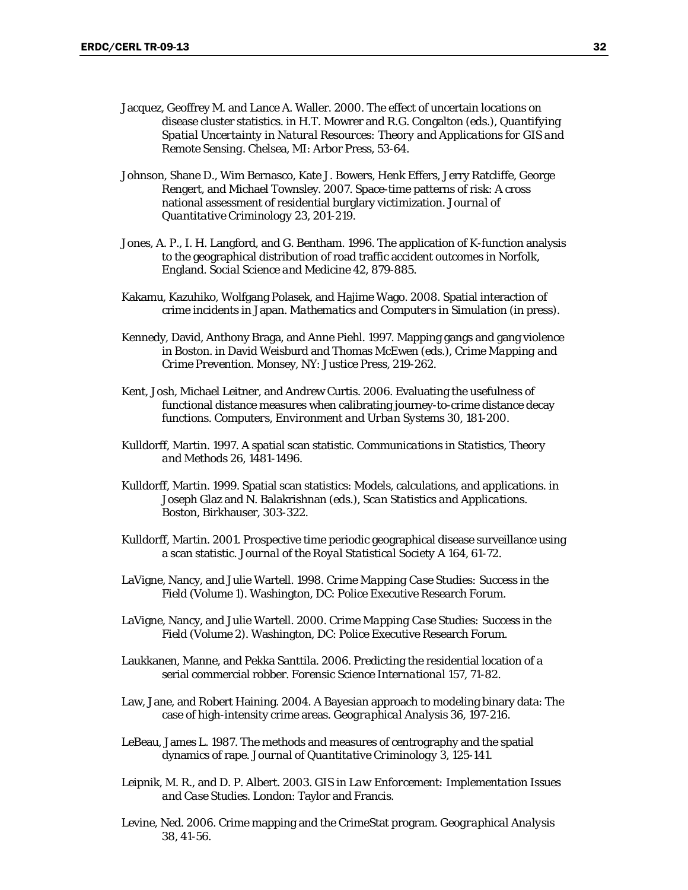Jacquez, Geoffrey M. and Lance A. Waller. 2000. The effect of uncertain locations on disease cluster statistics. in H.T. Mowrer and R.G. Congalton (eds.), *Quantifying Spatial Uncertainty in Natural Resources: Theory and Applications for GIS and Remote Sensing*. Chelsea, MI: Arbor Press, 53-64.

Johnson, Shane D., Wim Bernasco, Kate J. Bowers, Henk Effers, Jerry Ratcliffe, George Rengert, and Michael Townsley. 2007. Space-time patterns of risk: A cross national assessment of residential burglary victimization. *Journal of Quantitative Criminology* 23, 201-219.

Jones, A. P., I. H. Langford, and G. Bentham. 1996. The application of K-function analysis to the geographical distribution of road traffic accident outcomes in Norfolk, England. *Social Science and Medicine* 42, 879-885.

Kakamu, Kazuhiko, Wolfgang Polasek, and Hajime Wago. 2008. Spatial interaction of crime incidents in Japan. *Mathematics and Computers in Simulation* (in press).

Kennedy, David, Anthony Braga, and Anne Piehl. 1997. Mapping gangs and gang violence in Boston. in David Weisburd and Thomas McEwen (eds.), *Crime Mapping and Crime Prevention*. Monsey, NY: Justice Press, 219-262.

Kent, Josh, Michael Leitner, and Andrew Curtis. 2006. Evaluating the usefulness of functional distance measures when calibrating journey-to-crime distance decay functions. *Computers, Environment and Urban Systems* 30, 181-200.

Kulldorff, Martin. 1997. A spatial scan statistic. *Communications in Statistics, Theory and Methods* 26, 1481-1496.

Kulldorff, Martin. 1999. Spatial scan statistics: Models, calculations, and applications. in Joseph Glaz and N. Balakrishnan (eds.), *Scan Statistics and Applications*. Boston, Birkhauser, 303-322.

Kulldorff, Martin. 2001. Prospective time periodic geographical disease surveillance using a scan statistic. *Journal of the Royal Statistical Society A* 164, 61-72.

LaVigne, Nancy, and Julie Wartell. 1998. *Crime Mapping Case Studies: Success in the Field (Volume 1)*. Washington, DC: Police Executive Research Forum.

LaVigne, Nancy, and Julie Wartell. 2000. *Crime Mapping Case Studies: Success in the Field (Volume 2)*. Washington, DC: Police Executive Research Forum.

Laukkanen, Manne, and Pekka Santtila. 2006. Predicting the residential location of a serial commercial robber. *Forensic Science International* 157, 71-82.

Law, Jane, and Robert Haining. 2004. A Bayesian approach to modeling binary data: The case of high-intensity crime areas. *Geographical Analysis* 36, 197-216.

LeBeau, James L. 1987. The methods and measures of centrography and the spatial dynamics of rape. *Journal of Quantitative Criminology* 3, 125-141.

Leipnik, M. R., and D. P. Albert. 2003. *GIS in Law Enforcement: Implementation Issues and Case Studies*. London: Taylor and Francis.

Levine, Ned. 2006. Crime mapping and the CrimeStat program. *Geographical Analysis* 38, 41-56.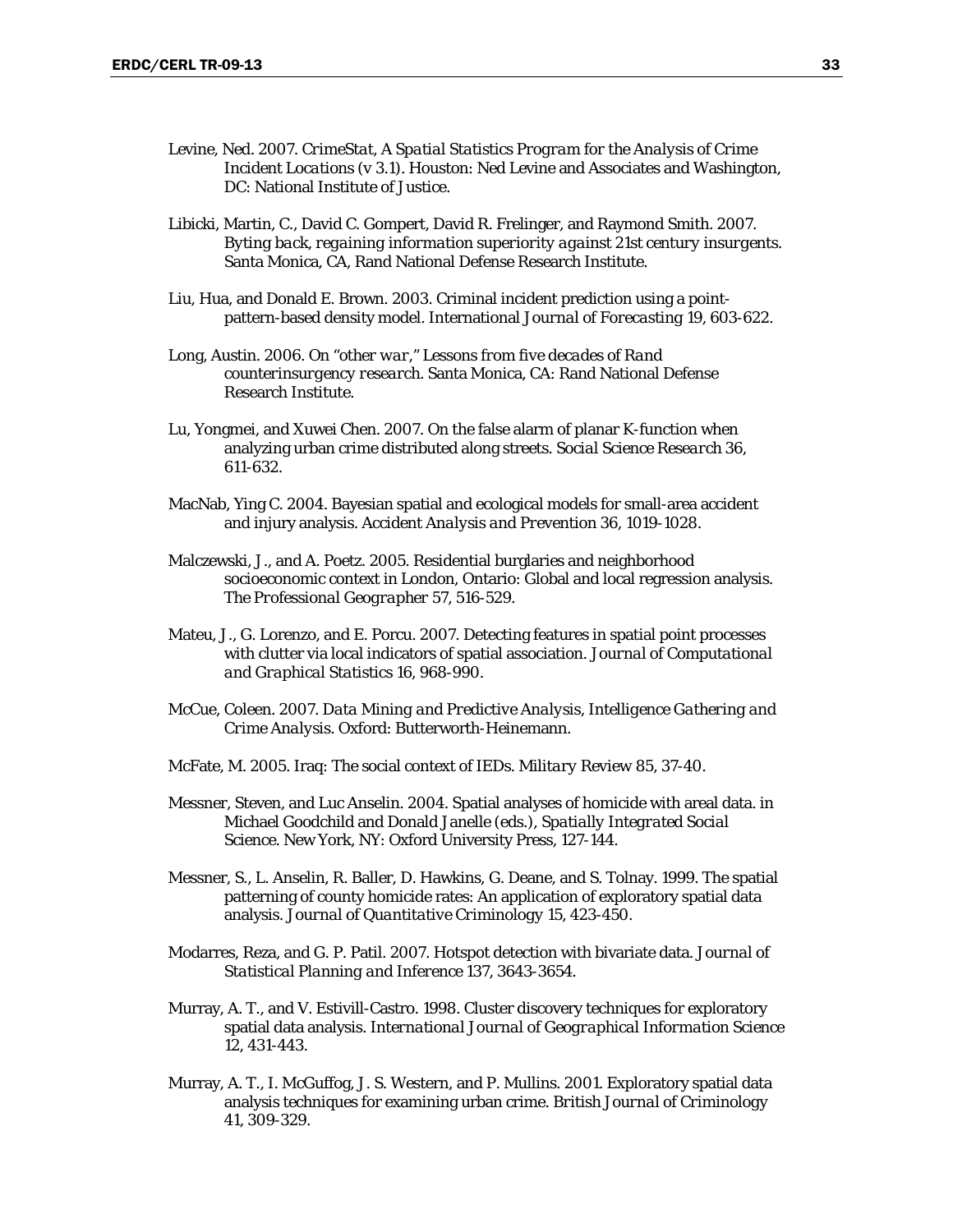Levine, Ned. 2007. *CrimeStat, A Spatial Statistics Program for the Analysis of Crime Incident Locations (v 3.1)*. Houston: Ned Levine and Associates and Washington, DC: National Institute of Justice.

Libicki, Martin, C., David C. Gompert, David R. Frelinger, and Raymond Smith. 2007. *Byting back, regaining information superiority against 21st century insurgents*. Santa Monica, CA, Rand National Defense Research Institute.

Liu, Hua, and Donald E. Brown. 2003. Criminal incident prediction using a point-pattern-based density model. *International Journal of Forecasting* 19, 603-622.

Long, Austin. 2006. *On "other war," Lessons from five decades of Rand counterinsurgency research*. Santa Monica, CA: Rand National Defense Research Institute.

Lu, Yongmei, and Xuwei Chen. 2007. On the false alarm of planar K-function when analyzing urban crime distributed along streets. *Social Science Research* 36, 611-632.

MacNab, Ying C. 2004. Bayesian spatial and ecological models for small-area accident and injury analysis. *Accident Analysis and Prevention* 36, 1019-1028.

Malczewski, J., and A. Poetz. 2005. Residential burglaries and neighborhood socioeconomic context in London, Ontario: Global and local regression analysis. *The Professional Geographer* 57, 516-529.

Mateu, J., G. Lorenzo, and E. Porcu. 2007. Detecting features in spatial point processes with clutter via local indicators of spatial association. *Journal of Computational and Graphical Statistics* 16, 968-990.

McCue, Coleen. 2007. *Data Mining and Predictive Analysis, Intelligence Gathering and Crime Analysis*. Oxford: Butterworth-Heinemann.

McFate, M. 2005. Iraq: The social context of IEDs. *Military Review* 85, 37-40.

Messner, Steven, and Luc Anselin. 2004. Spatial analyses of homicide with areal data. in Michael Goodchild and Donald Janelle (eds.), *Spatially Integrated Social Science*. New York, NY: Oxford University Press, 127-144.

Messner, S., L. Anselin, R. Baller, D. Hawkins, G. Deane, and S. Tolnay. 1999. The spatial patterning of county homicide rates: An application of exploratory spatial data analysis. *Journal of Quantitative Criminology* 15, 423-450.

Modarres, Reza, and G. P. Patil. 2007. Hotspot detection with bivariate data. *Journal of Statistical Planning and Inference* 137, 3643-3654.

Murray, A. T., and V. Estivill-Castro. 1998. Cluster discovery techniques for exploratory spatial data analysis. *International Journal of Geographical Information Science* 12, 431-443.

Murray, A. T., I. McGuffog, J. S. Western, and P. Mullins. 2001. Exploratory spatial data analysis techniques for examining urban crime. *British Journal of Criminology* 41, 309-329.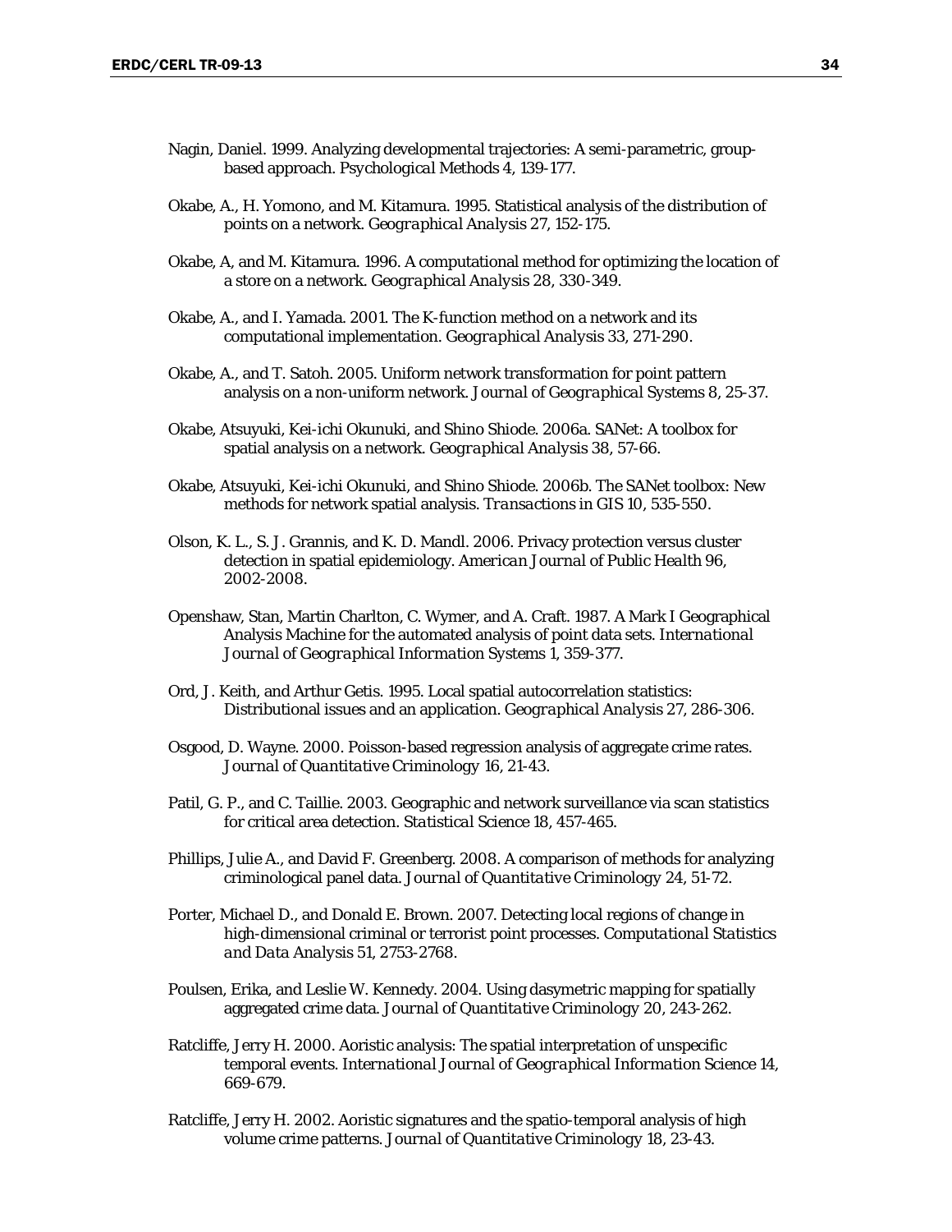Nagin, Daniel. 1999. Analyzing developmental trajectories: A semi-parametric, group-based approach. *Psychological Methods* 4, 139-177.

Okabe, A., H. Yomono, and M. Kitamura. 1995. Statistical analysis of the distribution of points on a network. *Geographical Analysis* 27, 152-175.

Okabe, A, and M. Kitamura. 1996. A computational method for optimizing the location of a store on a network. *Geographical Analysis* 28, 330-349.

Okabe, A., and I. Yamada. 2001. The K-function method on a network and its computational implementation. *Geographical Analysis* 33, 271-290.

Okabe, A., and T. Satoh. 2005. Uniform network transformation for point pattern analysis on a non-uniform network. *Journal of Geographical Systems* 8, 25-37.

Okabe, Atsuyuki, Kei-ichi Okunuki, and Shino Shiode. 2006a. SANet: A toolbox for spatial analysis on a network. *Geographical Analysis* 38, 57-66.

Okabe, Atsuyuki, Kei-ichi Okunuki, and Shino Shiode. 2006b. The SANet toolbox: New methods for network spatial analysis. *Transactions in GIS* 10, 535-550.

Olson, K. L., S. J. Grannis, and K. D. Mandl. 2006. Privacy protection versus cluster detection in spatial epidemiology. *American Journal of Public Health* 96, 2002-2008.

Openshaw, Stan, Martin Charlton, C. Wymer, and A. Craft. 1987. A Mark I Geographical Analysis Machine for the automated analysis of point data sets. *International Journal of Geographical Information Systems* 1, 359-377.

Ord, J. Keith, and Arthur Getis. 1995. Local spatial autocorrelation statistics: Distributional issues and an application. *Geographical Analysis* 27, 286-306.

Osgood, D. Wayne. 2000. Poisson-based regression analysis of aggregate crime rates. *Journal of Quantitative Criminology* 16, 21-43.

Patil, G. P., and C. Taillie. 2003. Geographic and network surveillance via scan statistics for critical area detection. *Statistical Science* 18, 457-465.

Phillips, Julie A., and David F. Greenberg. 2008. A comparison of methods for analyzing criminological panel data. *Journal of Quantitative Criminology* 24, 51-72.

Porter, Michael D., and Donald E. Brown. 2007. Detecting local regions of change in high-dimensional criminal or terrorist point processes. *Computational Statistics and Data Analysis* 51, 2753-2768.

Poulsen, Erika, and Leslie W. Kennedy. 2004. Using dasymetric mapping for spatially aggregated crime data. *Journal of Quantitative Criminology* 20, 243-262.

Ratcliffe, Jerry H. 2000. Aoristic analysis: The spatial interpretation of unspecific temporal events. *International Journal of Geographical Information Science* 14, 669-679.

Ratcliffe, Jerry H. 2002. Aoristic signatures and the spatio-temporal analysis of high volume crime patterns. *Journal of Quantitative Criminology* 18, 23-43.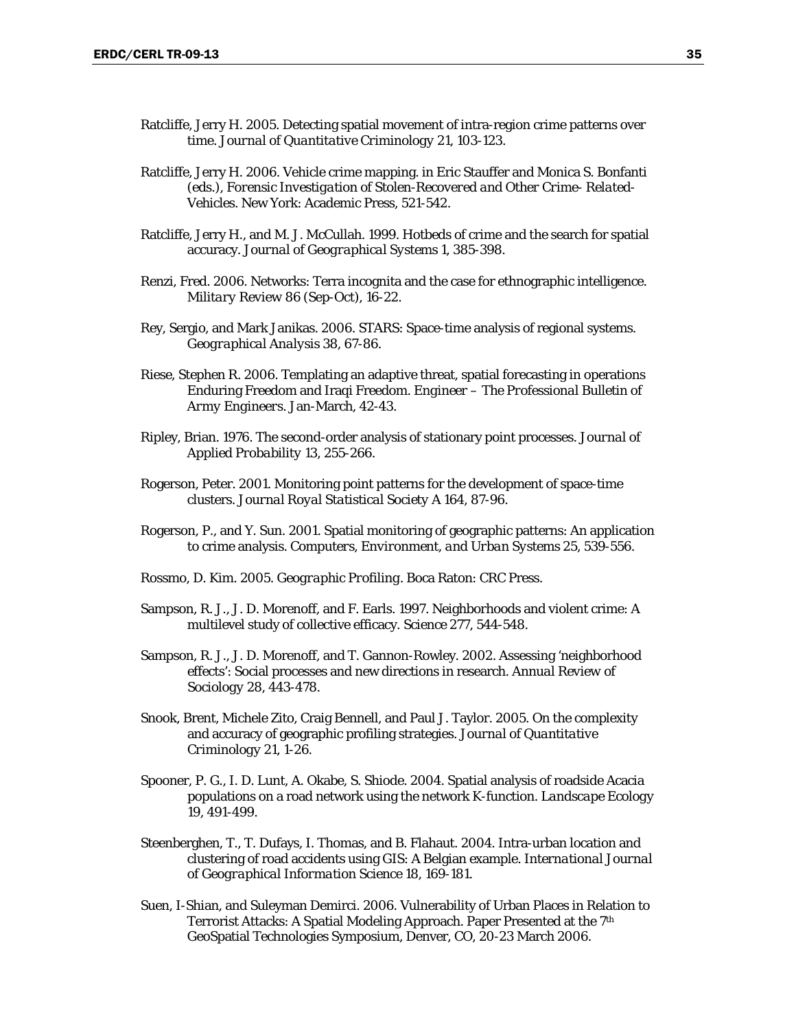Ratcliffe, Jerry H. 2005. Detecting spatial movement of intra-region crime patterns over time. *Journal of Quantitative Criminology* 21, 103-123.

Ratcliffe, Jerry H. 2006. Vehicle crime mapping. in Eric Stauffer and Monica S. Bonfanti (eds.), *Forensic Investigation of Stolen-Recovered and Other Crime- Related-Vehicles*. New York: Academic Press, 521-542.

Ratcliffe, Jerry H., and M. J. McCullah. 1999. Hotbeds of crime and the search for spatial accuracy. *Journal of Geographical Systems* 1, 385-398.

Renzi, Fred. 2006. Networks: Terra incognita and the case for ethnographic intelligence. *Military Review* 86 (Sep-Oct), 16-22.

Rey, Sergio, and Mark Janikas. 2006. STARS: Space-time analysis of regional systems. *Geographical Analysis* 38, 67-86.

Riese, Stephen R. 2006. Templating an adaptive threat, spatial forecasting in operations Enduring Freedom and Iraqi Freedom. Engineer – *The Professional Bulletin of Army Engineers*. Jan-March, 42-43.

Ripley, Brian. 1976. The second-order analysis of stationary point processes. *Journal of Applied Probability* 13, 255-266.

Rogerson, Peter. 2001. Monitoring point patterns for the development of space-time clusters. *Journal Royal Statistical Society A* 164, 87-96.

Rogerson, P., and Y. Sun. 2001. Spatial monitoring of geographic patterns: An application to crime analysis. *Computers, Environment, and Urban Systems* 25, 539-556.

Rossmo, D. Kim. 2005. *Geographic Profiling*. Boca Raton: CRC Press.

Sampson, R. J., J. D. Morenoff, and F. Earls. 1997. Neighborhoods and violent crime: A multilevel study of collective efficacy. *Science* 277, 544-548.

Sampson, R. J., J. D. Morenoff, and T. Gannon-Rowley. 2002. Assessing 'neighborhood effects': Social processes and new directions in research. *Annual Review of Sociology* 28, 443-478.

Snook, Brent, Michele Zito, Craig Bennell, and Paul J. Taylor. 2005. On the complexity and accuracy of geographic profiling strategies. *Journal of Quantitative Criminology* 21, 1-26.

Spooner, P. G., I. D. Lunt, A. Okabe, S. Shiode. 2004. Spatial analysis of roadside Acacia populations on a road network using the network K-function. *Landscape Ecology* 19, 491-499.

Steenberghen, T., T. Dufays, I. Thomas, and B. Flahaut. 2004. Intra-urban location and clustering of road accidents using GIS: A Belgian example. *International Journal of Geographical Information Science* 18, 169-181.

Suen, I-Shian, and Suleyman Demirci. 2006. Vulnerability of Urban Places in Relation to Terrorist Attacks: A Spatial Modeling Approach. Paper Presented at the 7th GeoSpatial Technologies Symposium, Denver, CO, 20-23 March 2006.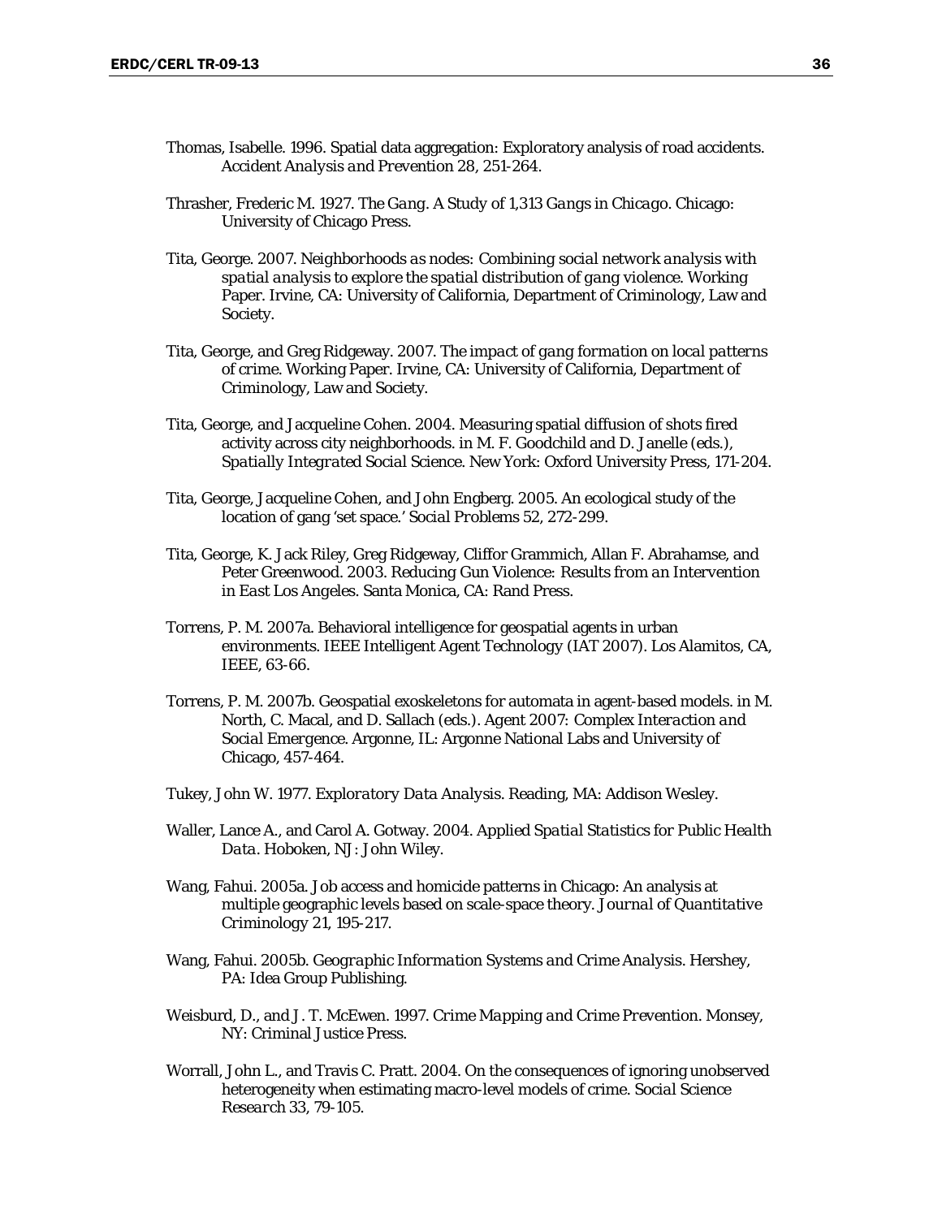Thomas, Isabelle. 1996. Spatial data aggregation: Exploratory analysis of road accidents. *Accident Analysis and Prevention* 28, 251-264.

Thrasher, Frederic M. 1927. *The Gang. A Study of 1,313 Gangs in Chicago*. Chicago: University of Chicago Press.

Tita, George. 2007. *Neighborhoods as nodes: Combining social network analysis with spatial analysis to explore the spatial distribution of gang violence*. Working Paper. Irvine, CA: University of California, Department of Criminology, Law and Society.

Tita, George, and Greg Ridgeway. 2007. *The impact of gang formation on local patterns of crime*. Working Paper. Irvine, CA: University of California, Department of Criminology, Law and Society.

Tita, George, and Jacqueline Cohen. 2004. Measuring spatial diffusion of shots fired activity across city neighborhoods. in M. F. Goodchild and D. Janelle (eds.), *Spatially Integrated Social Science*. New York: Oxford University Press, 171-204.

Tita, George, Jacqueline Cohen, and John Engberg. 2005. An ecological study of the location of gang 'set space.' *Social Problems* 52, 272-299.

Tita, George, K. Jack Riley, Greg Ridgeway, Cliffor Grammich, Allan F. Abrahamse, and Peter Greenwood. 2003. *Reducing Gun Violence: Results from an Intervention in East Los Angeles*. Santa Monica, CA: Rand Press.

Torrens, P. M. 2007a. Behavioral intelligence for geospatial agents in urban environments. IEEE Intelligent Agent Technology (IAT 2007). Los Alamitos, CA, IEEE, 63-66.

Torrens, P. M. 2007b. Geospatial exoskeletons for automata in agent-based models. in M. North, C. Macal, and D. Sallach (eds.). *Agent 2007: Complex Interaction and Social Emergence*. Argonne, IL: Argonne National Labs and University of Chicago, 457-464.

Tukey, John W. 1977. *Exploratory Data Analysis*. Reading, MA: Addison Wesley.

Waller, Lance A., and Carol A. Gotway. 2004. *Applied Spatial Statistics for Public Health Data*. Hoboken, NJ: John Wiley.

Wang, Fahui. 2005a. Job access and homicide patterns in Chicago: An analysis at multiple geographic levels based on scale-space theory. *Journal of Quantitative Criminology* 21, 195-217.

Wang, Fahui. 2005b. *Geographic Information Systems and Crime Analysis*. Hershey, PA: Idea Group Publishing.

Weisburd, D., and J. T. McEwen. 1997. *Crime Mapping and Crime Prevention*. Monsey, NY: Criminal Justice Press.

Worrall, John L., and Travis C. Pratt. 2004. On the consequences of ignoring unobserved heterogeneity when estimating macro-level models of crime. *Social Science Research* 33, 79-105.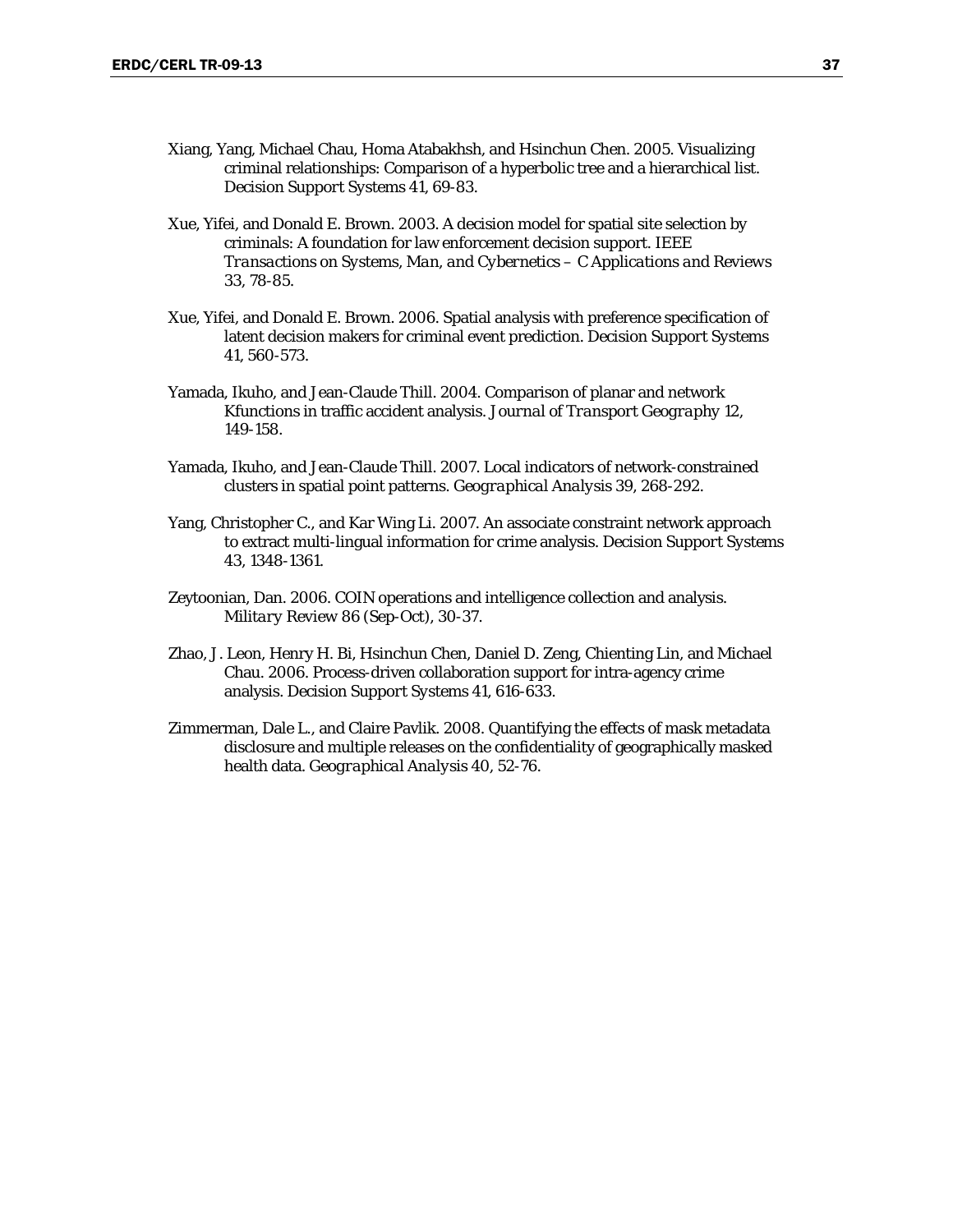Xiang, Yang, Michael Chau, Homa Atabakhsh, and Hsinchun Chen. 2005. Visualizing criminal relationships: Comparison of a hyperbolic tree and a hierarchical list. *Decision Support Systems* 41, 69-83.

Xue, Yifei, and Donald E. Brown. 2003. A decision model for spatial site selection by criminals: A foundation for law enforcement decision support. *IEEE Transactions on Systems, Man, and Cybernetics – C Applications and Reviews* 33, 78-85.

Xue, Yifei, and Donald E. Brown. 2006. Spatial analysis with preference specification of latent decision makers for criminal event prediction. *Decision Support Systems* 41, 560-573.

Yamada, Ikuho, and Jean-Claude Thill. 2004. Comparison of planar and network Kfunctions in traffic accident analysis. *Journal of Transport Geography* 12, 149-158.

Yamada, Ikuho, and Jean-Claude Thill. 2007. Local indicators of network-constrained clusters in spatial point patterns. *Geographical Analysis* 39, 268-292.

Yang, Christopher C., and Kar Wing Li. 2007. An associate constraint network approach to extract multi-lingual information for crime analysis. *Decision Support Systems* 43, 1348-1361.

Zeytoonian, Dan. 2006. COIN operations and intelligence collection and analysis. *Military Review* 86 (Sep-Oct), 30-37.

Zhao, J. Leon, Henry H. Bi, Hsinchun Chen, Daniel D. Zeng, Chienting Lin, and Michael Chau. 2006. Process-driven collaboration support for intra-agency crime analysis. *Decision Support Systems* 41, 616-633.

Zimmerman, Dale L., and Claire Pavlik. 2008. Quantifying the effects of mask metadata disclosure and multiple releases on the confidentiality of geographically masked health data. *Geographical Analysis* 40, 52-76.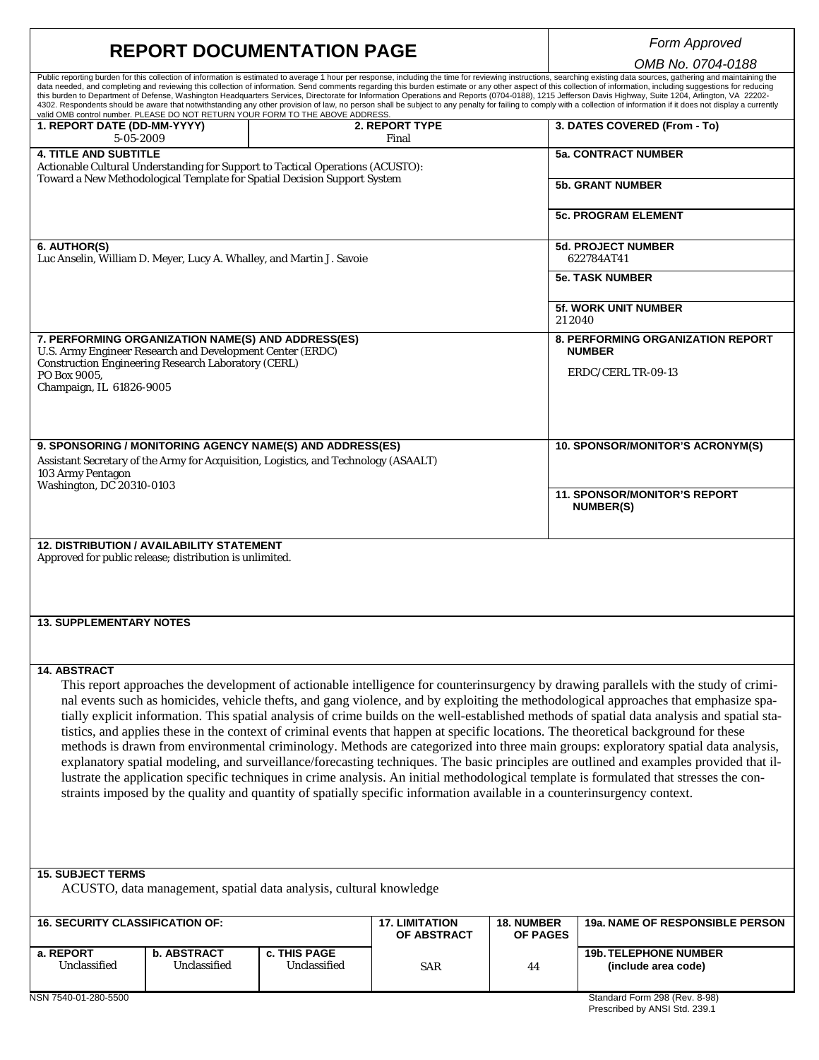# REPORT DOCUMENTATION PAGE

*Form Approved*
*OMB No. 0704-0188*

Public reporting burden for this collection of information is estimated to average 1 hour per response, including the time for reviewing instructions, searching existing data sources, gathering and maintaining the data needed, and completing and reviewing this collection of information. Send comments regarding this burden estimate or any other aspect of this collection of information, including suggestions for reducing this burden to Department of Defense, Washington Headquarters Services, Directorate for Information Operations and Reports (0704-0188), 1215 Jefferson Davis Highway, Suite 1204, Arlington, VA 22202-4302. Respondents should be aware that notwithstanding any other provision of law, no person shall be subject to any penalty for failing to comply with a collection of information if it does not display a currently valid OMB control number. PLEASE DO NOT RETURN YOUR FORM TO THE ABOVE ADDRESS.

| 1. REPORT DATE (DD-MM-YYYY) | 2. REPORT TYPE | 3. DATES COVERED (From - To) |
|---|---|---|
| 5-05-2009 | Final | |

**4. TITLE AND SUBTITLE**
Actionable Cultural Understanding for Support to Tactical Operations (ACUSTO): Toward a New Methodological Template for Spatial Decision Support System

**5a. CONTRACT NUMBER**

**5b. GRANT NUMBER**

**5c. PROGRAM ELEMENT**

**6. AUTHOR(S)**
Luc Anselin, William D. Meyer, Lucy A. Whalley, and Martin J. Savoie

**5d. PROJECT NUMBER**
622784AT41

**5e. TASK NUMBER**

**5f. WORK UNIT NUMBER**
212040

**7. PERFORMING ORGANIZATION NAME(S) AND ADDRESS(ES)**
U.S. Army Engineer Research and Development Center (ERDC)
Construction Engineering Research Laboratory (CERL)
PO Box 9005,
Champaign, IL 61826-9005

**8. PERFORMING ORGANIZATION REPORT NUMBER**
ERDC/CERL TR-09-13

**9. SPONSORING / MONITORING AGENCY NAME(S) AND ADDRESS(ES)**
Assistant Secretary of the Army for Acquisition, Logistics, and Technology (ASAALT)
103 Army Pentagon
Washington, DC 20310-0103

**10. SPONSOR/MONITOR'S ACRONYM(S)**

**11. SPONSOR/MONITOR'S REPORT NUMBER(S)**

**12. DISTRIBUTION / AVAILABILITY STATEMENT**
Approved for public release; distribution is unlimited.

**13. SUPPLEMENTARY NOTES**

**14. ABSTRACT**
This report approaches the development of actionable intelligence for counterinsurgency by drawing parallels with the study of criminal events such as homicides, vehicle thefts, and gang violence, and by exploiting the methodological approaches that emphasize spatially explicit information. This spatial analysis of crime builds on the well-established methods of spatial data analysis and spatial statistics, and applies these in the context of criminal events that happen at specific locations. The theoretical background for these methods is drawn from environmental criminology. Methods are categorized into three main groups: exploratory spatial data analysis, explanatory spatial modeling, and surveillance/forecasting techniques. The basic principles are outlined and examples provided that illustrate the application specific techniques in crime analysis. An initial methodological template is formulated that stresses the constraints imposed by the quality and quantity of spatially specific information available in a counterinsurgency context.

**15. SUBJECT TERMS**
ACUSTO, data management, spatial data analysis, cultural knowledge

| 16. SECURITY CLASSIFICATION OF: | | | 17. LIMITATION OF ABSTRACT | 18. NUMBER OF PAGES | 19a. NAME OF RESPONSIBLE PERSON |
|---|---|---|---|---|---|
| a. REPORT | b. ABSTRACT | c. THIS PAGE | | | 19b. TELEPHONE NUMBER (include area code) |
| Unclassified | Unclassified | Unclassified | SAR | 44 | |

NSN 7540-01-280-5500

Standard Form 298 (Rev. 8-98)
Prescribed by ANSI Std. 239.1